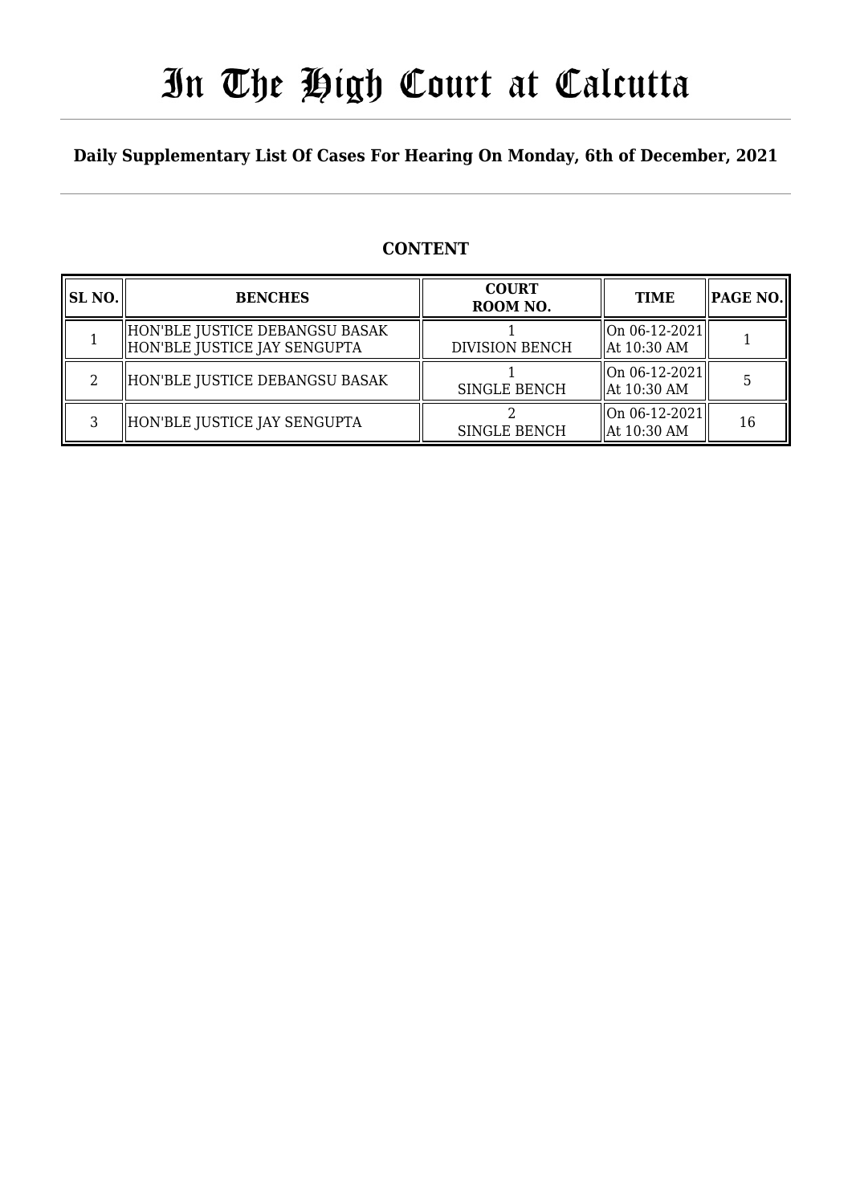# In The High Court at Calcutta

**Daily Supplementary List Of Cases For Hearing On Monday, 6th of December, 2021**

## CONTENT

| SL NO. | BENCHES | COURT ROOM NO. | TIME | PAGE NO. |
|---|---|---|---|---|
| 1 | HON'BLE JUSTICE DEBANGSU BASAK<br>HON'BLE JUSTICE JAY SENGUPTA | 1<br>DIVISION BENCH | On 06-12-2021<br>At 10:30 AM | 1 |
| 2 | HON'BLE JUSTICE DEBANGSU BASAK | 1<br>SINGLE BENCH | On 06-12-2021<br>At 10:30 AM | 5 |
| 3 | HON'BLE JUSTICE JAY SENGUPTA | 2<br>SINGLE BENCH | On 06-12-2021<br>At 10:30 AM | 16 |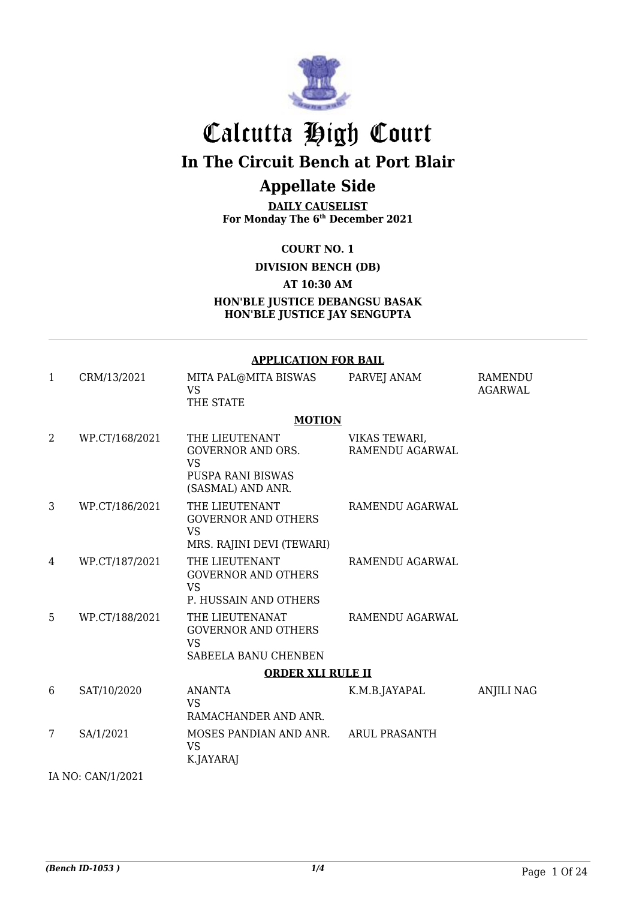# Calcutta High Court

## In The Circuit Bench at Port Blair

## Appellate Side

**DAILY CAUSELIST**
**For Monday The 6th December 2021**

**COURT NO. 1**

**DIVISION BENCH (DB)**

**AT 10:30 AM**

**HON'BLE JUSTICE DEBANGSU BASAK**
**HON'BLE JUSTICE JAY SENGUPTA**

**APPLICATION FOR BAIL**

| | | | | |
|---|---|---|---|---|
| 1 | CRM/13/2021 | MITA PAL@MITA BISWAS VS THE STATE | PARVEJ ANAM | RAMENDU AGARWAL |

**MOTION**

| | | | | |
|---|---|---|---|---|
| 2 | WP.CT/168/2021 | THE LIEUTENANT GOVERNOR AND ORS. VS PUSPA RANI BISWAS (SASMAL) AND ANR. | VIKAS TEWARI, RAMENDU AGARWAL | |
| 3 | WP.CT/186/2021 | THE LIEUTENANT GOVERNOR AND OTHERS VS MRS. RAJINI DEVI (TEWARI) | RAMENDU AGARWAL | |
| 4 | WP.CT/187/2021 | THE LIEUTENANT GOVERNOR AND OTHERS VS P. HUSSAIN AND OTHERS | RAMENDU AGARWAL | |
| 5 | WP.CT/188/2021 | THE LIEUTENANAT GOVERNOR AND OTHERS VS SABEELA BANU CHENBEN | RAMENDU AGARWAL | |

**ORDER XLI RULE II**

| | | | | |
|---|---|---|---|---|
| 6 | SAT/10/2020 | ANANTA VS RAMACHANDER AND ANR. | K.M.B.JAYAPAL | ANJILI NAG |
| 7 | SA/1/2021 | MOSES PANDIAN AND ANR. VS K.JAYARAJ | ARUL PRASANTH | |

IA NO: CAN/1/2021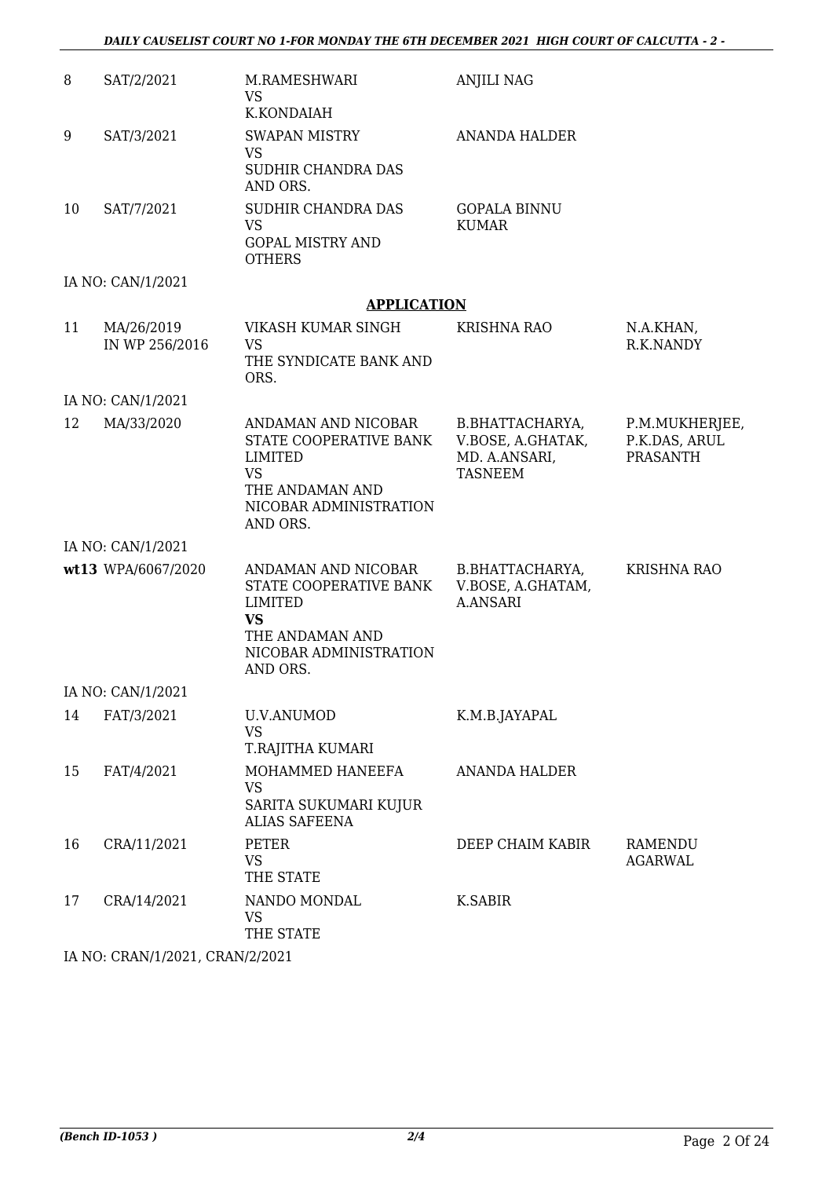| | | | | |
|---|---|---|---|---|
| 8 | SAT/2/2021 | M.RAMESHWARI<br>VS<br>K.KONDAIAH | ANJILI NAG | |
| 9 | SAT/3/2021 | SWAPAN MISTRY<br>VS<br>SUDHIR CHANDRA DAS AND ORS. | ANANDA HALDER | |
| 10 | SAT/7/2021 | SUDHIR CHANDRA DAS<br>VS<br>GOPAL MISTRY AND OTHERS | GOPALA BINNU KUMAR | |

IA NO: CAN/1/2021

## APPLICATION

| | | | | |
|---|---|---|---|---|
| 11 | MA/26/2019 IN WP 256/2016 | VIKASH KUMAR SINGH<br>VS<br>THE SYNDICATE BANK AND ORS. | KRISHNA RAO | N.A.KHAN, R.K.NANDY |

IA NO: CAN/1/2021

| | | | | |
|---|---|---|---|---|
| 12 | MA/33/2020 | ANDAMAN AND NICOBAR STATE COOPERATIVE BANK LIMITED<br>VS<br>THE ANDAMAN AND NICOBAR ADMINISTRATION AND ORS. | B.BHATTACHARYA, V.BOSE, A.GHATAK, MD. A.ANSARI, TASNEEM | P.M.MUKHERJEE, P.K.DAS, ARUL PRASANTH |

IA NO: CAN/1/2021

| | | | | |
|---|---|---|---|---|
| wt13 | WPA/6067/2020 | ANDAMAN AND NICOBAR STATE COOPERATIVE BANK LIMITED<br>**VS**<br>THE ANDAMAN AND NICOBAR ADMINISTRATION AND ORS. | B.BHATTACHARYA, V.BOSE, A.GHATAM, A.ANSARI | KRISHNA RAO |

IA NO: CAN/1/2021

| | | | | |
|---|---|---|---|---|
| 14 | FAT/3/2021 | U.V.ANUMOD<br>VS<br>T.RAJITHA KUMARI | K.M.B.JAYAPAL | |
| 15 | FAT/4/2021 | MOHAMMED HANEEFA<br>VS<br>SARITA SUKUMARI KUJUR ALIAS SAFEENA | ANANDA HALDER | |
| 16 | CRA/11/2021 | PETER<br>VS<br>THE STATE | DEEP CHAIM KABIR | RAMENDU AGARWAL |
| 17 | CRA/14/2021 | NANDO MONDAL<br>VS<br>THE STATE | K.SABIR | |

IA NO: CRAN/1/2021, CRAN/2/2021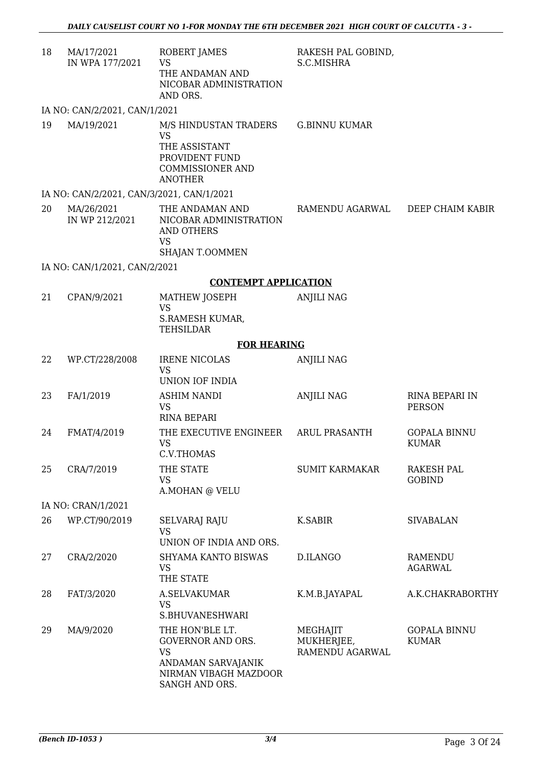| | | | | |
|---|---|---|---|---|
| 18 | MA/17/2021 IN WPA 177/2021 | ROBERT JAMES VS THE ANDAMAN AND NICOBAR ADMINISTRATION AND ORS. | RAKESH PAL GOBIND, S.C.MISHRA | |

IA NO: CAN/2/2021, CAN/1/2021

| | | | | |
|---|---|---|---|---|
| 19 | MA/19/2021 | M/S HINDUSTAN TRADERS VS THE ASSISTANT PROVIDENT FUND COMMISSIONER AND ANOTHER | G.BINNU KUMAR | |

IA NO: CAN/2/2021, CAN/3/2021, CAN/1/2021

| | | | | |
|---|---|---|---|---|
| 20 | MA/26/2021 IN WP 212/2021 | THE ANDAMAN AND NICOBAR ADMINISTRATION AND OTHERS VS SHAJAN T.OOMMEN | RAMENDU AGARWAL | DEEP CHAIM KABIR |

IA NO: CAN/1/2021, CAN/2/2021

**CONTEMPT APPLICATION**

| | | | | |
|---|---|---|---|---|
| 21 | CPAN/9/2021 | MATHEW JOSEPH VS S.RAMESH KUMAR, TEHSILDAR | ANJILI NAG | |

**FOR HEARING**

| | | | | |
|---|---|---|---|---|
| 22 | WP.CT/228/2008 | IRENE NICOLAS VS UNION IOF INDIA | ANJILI NAG | |
| 23 | FA/1/2019 | ASHIM NANDI VS RINA BEPARI | ANJILI NAG | RINA BEPARI IN PERSON |
| 24 | FMAT/4/2019 | THE EXECUTIVE ENGINEER VS C.V.THOMAS | ARUL PRASANTH | GOPALA BINNU KUMAR |
| 25 | CRA/7/2019 | THE STATE VS A.MOHAN @ VELU | SUMIT KARMAKAR | RAKESH PAL GOBIND |

IA NO: CRAN/1/2021

| | | | | |
|---|---|---|---|---|
| 26 | WP.CT/90/2019 | SELVARAJ RAJU VS UNION OF INDIA AND ORS. | K.SABIR | SIVABALAN |
| 27 | CRA/2/2020 | SHYAMA KANTO BISWAS VS THE STATE | D.ILANGO | RAMENDU AGARWAL |
| 28 | FAT/3/2020 | A.SELVAKUMAR VS S.BHUVANESHWARI | K.M.B.JAYAPAL | A.K.CHAKRABORTHY |
| 29 | MA/9/2020 | THE HON'BLE LT. GOVERNOR AND ORS. VS ANDAMAN SARVAJANIK NIRMAN VIBAGH MAZDOOR SANGH AND ORS. | MEGHAJIT MUKHERJEE, RAMENDU AGARWAL | GOPALA BINNU KUMAR |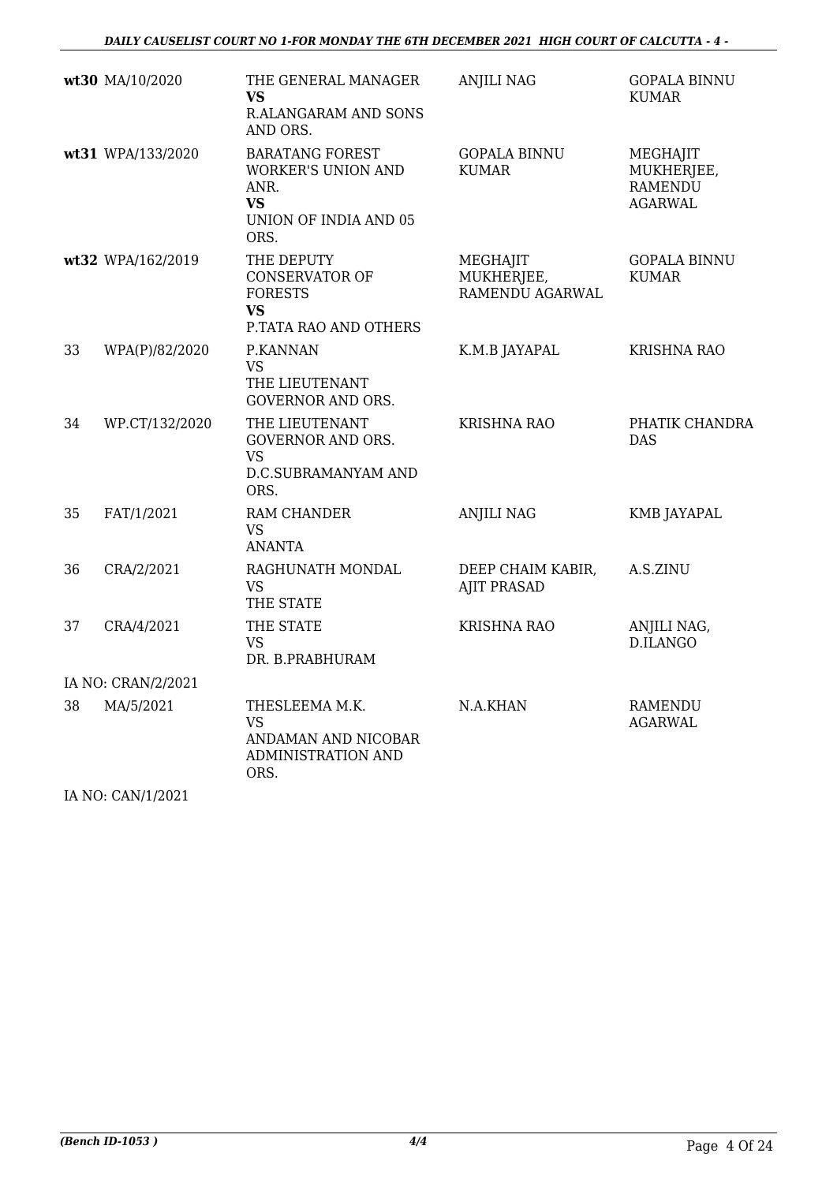| | | | | |
|---|---|---|---|---|
| **wt30** | MA/10/2020 | THE GENERAL MANAGER **VS** R.ALANGARAM AND SONS AND ORS. | ANJILI NAG | GOPALA BINNU KUMAR |
| **wt31** | WPA/133/2020 | BARATANG FOREST WORKER'S UNION AND ANR. **VS** UNION OF INDIA AND 05 ORS. | GOPALA BINNU KUMAR | MEGHAJIT MUKHERJEE, RAMENDU AGARWAL |
| **wt32** | WPA/162/2019 | THE DEPUTY CONSERVATOR OF FORESTS **VS** P.TATA RAO AND OTHERS | MEGHAJIT MUKHERJEE, RAMENDU AGARWAL | GOPALA BINNU KUMAR |
| 33 | WPA(P)/82/2020 | P.KANNAN VS THE LIEUTENANT GOVERNOR AND ORS. | K.M.B JAYAPAL | KRISHNA RAO |
| 34 | WP.CT/132/2020 | THE LIEUTENANT GOVERNOR AND ORS. VS D.C.SUBRAMANYAM AND ORS. | KRISHNA RAO | PHATIK CHANDRA DAS |
| 35 | FAT/1/2021 | RAM CHANDER VS ANANTA | ANJILI NAG | KMB JAYAPAL |
| 36 | CRA/2/2021 | RAGHUNATH MONDAL VS THE STATE | DEEP CHAIM KABIR, AJIT PRASAD | A.S.ZINU |
| 37 | CRA/4/2021 | THE STATE VS DR. B.PRABHURAM | KRISHNA RAO | ANJILI NAG, D.ILANGO |
| IA NO: CRAN/2/2021 | | | | |
| 38 | MA/5/2021 | THESLEEMA M.K. VS ANDAMAN AND NICOBAR ADMINISTRATION AND ORS. | N.A.KHAN | RAMENDU AGARWAL |

IA NO: CAN/1/2021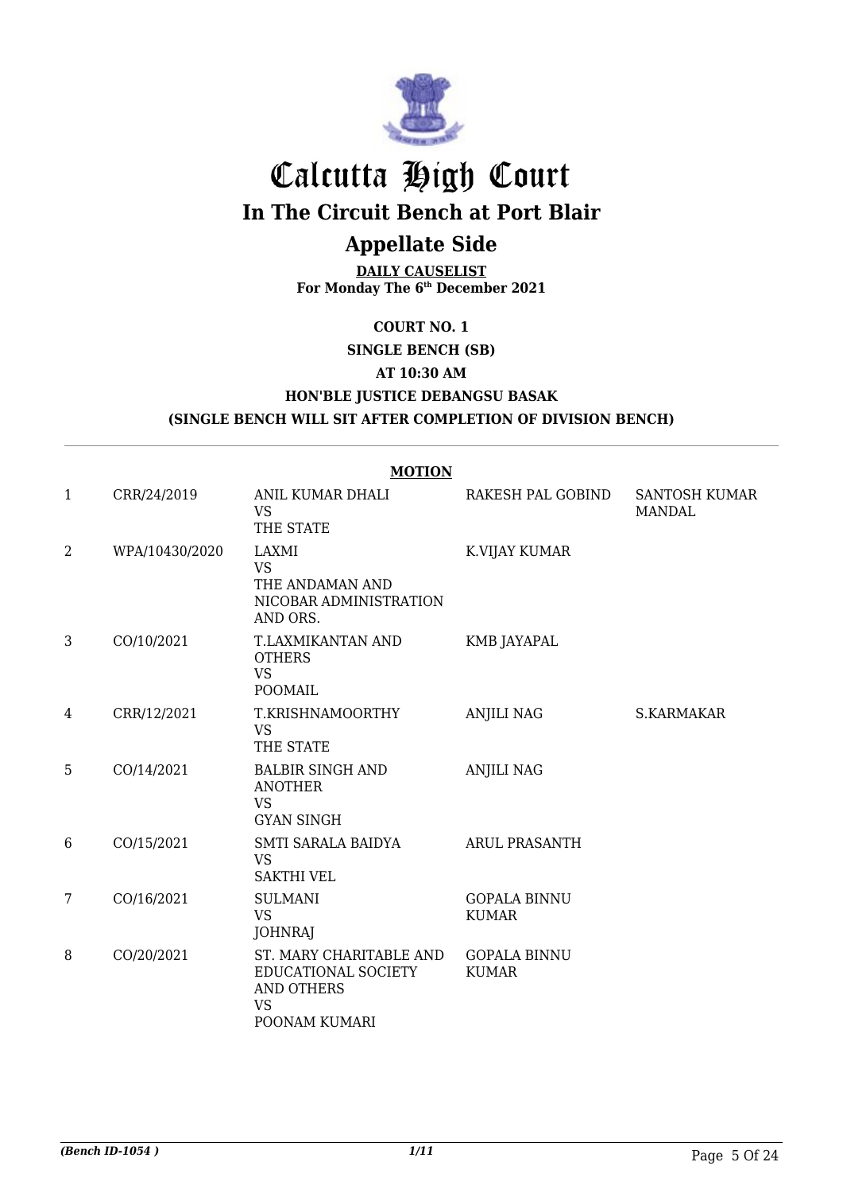# Calcutta High Court

## In The Circuit Bench at Port Blair

## Appellate Side

**DAILY CAUSELIST**
**For Monday The 6th December 2021**

**COURT NO. 1**

**SINGLE BENCH (SB)**

**AT 10:30 AM**

**HON'BLE JUSTICE DEBANGSU BASAK**

**(SINGLE BENCH WILL SIT AFTER COMPLETION OF DIVISION BENCH)**

**MOTION**

| | | | | |
|---|---|---|---|---|
| 1 | CRR/24/2019 | ANIL KUMAR DHALI<br>VS<br>THE STATE | RAKESH PAL GOBIND | SANTOSH KUMAR MANDAL |
| 2 | WPA/10430/2020 | LAXMI<br>VS<br>THE ANDAMAN AND NICOBAR ADMINISTRATION AND ORS. | K.VIJAY KUMAR | |
| 3 | CO/10/2021 | T.LAXMIKANTAN AND OTHERS<br>VS<br>POOMAIL | KMB JAYAPAL | |
| 4 | CRR/12/2021 | T.KRISHNAMOORTHY<br>VS<br>THE STATE | ANJILI NAG | S.KARMAKAR |
| 5 | CO/14/2021 | BALBIR SINGH AND ANOTHER<br>VS<br>GYAN SINGH | ANJILI NAG | |
| 6 | CO/15/2021 | SMTI SARALA BAIDYA<br>VS<br>SAKTHI VEL | ARUL PRASANTH | |
| 7 | CO/16/2021 | SULMANI<br>VS<br>JOHNRAJ | GOPALA BINNU KUMAR | |
| 8 | CO/20/2021 | ST. MARY CHARITABLE AND EDUCATIONAL SOCIETY AND OTHERS<br>VS<br>POONAM KUMARI | GOPALA BINNU KUMAR | |

*(Bench ID-1054 )* 1/11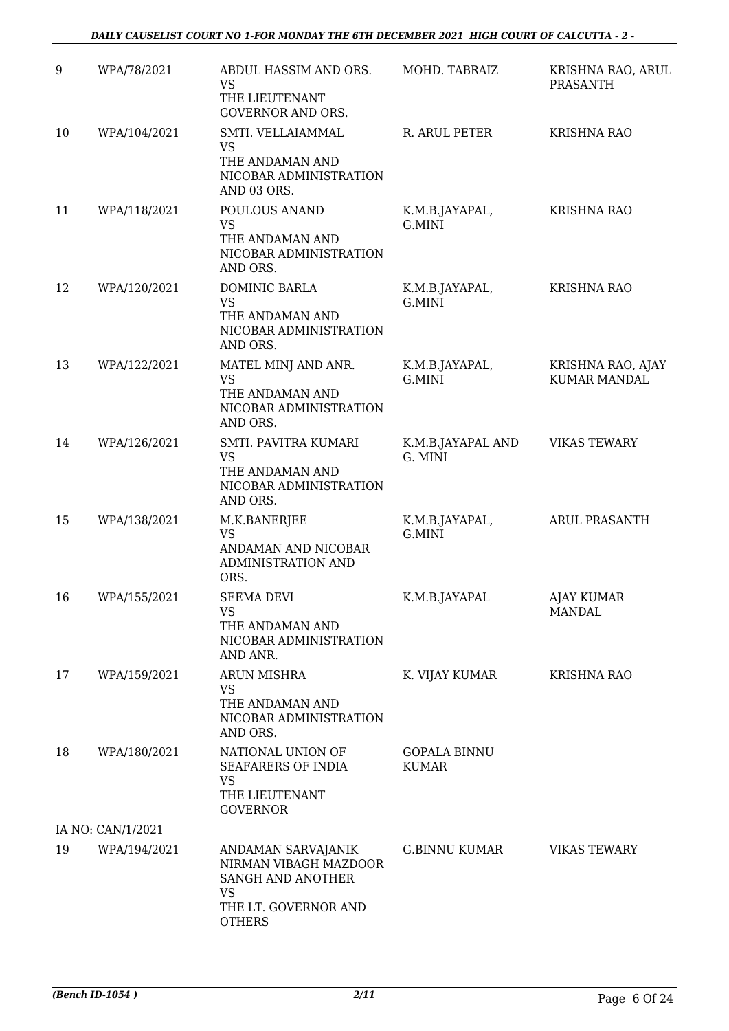| 9 | WPA/78/2021 | ABDUL HASSIM AND ORS.<br>VS<br>THE LIEUTENANT GOVERNOR AND ORS. | MOHD. TABRAIZ | KRISHNA RAO, ARUL PRASANTH |
|---|---|---|---|---|
| 10 | WPA/104/2021 | SMTI. VELLAIAMMAL<br>VS<br>THE ANDAMAN AND NICOBAR ADMINISTRATION AND 03 ORS. | R. ARUL PETER | KRISHNA RAO |
| 11 | WPA/118/2021 | POULOUS ANAND<br>VS<br>THE ANDAMAN AND NICOBAR ADMINISTRATION AND ORS. | K.M.B.JAYAPAL, G.MINI | KRISHNA RAO |
| 12 | WPA/120/2021 | DOMINIC BARLA<br>VS<br>THE ANDAMAN AND NICOBAR ADMINISTRATION AND ORS. | K.M.B.JAYAPAL, G.MINI | KRISHNA RAO |
| 13 | WPA/122/2021 | MATEL MINJ AND ANR.<br>VS<br>THE ANDAMAN AND NICOBAR ADMINISTRATION AND ORS. | K.M.B.JAYAPAL, G.MINI | KRISHNA RAO, AJAY KUMAR MANDAL |
| 14 | WPA/126/2021 | SMTI. PAVITRA KUMARI<br>VS<br>THE ANDAMAN AND NICOBAR ADMINISTRATION AND ORS. | K.M.B.JAYAPAL AND G. MINI | VIKAS TEWARY |
| 15 | WPA/138/2021 | M.K.BANERJEE<br>VS<br>ANDAMAN AND NICOBAR ADMINISTRATION AND ORS. | K.M.B.JAYAPAL, G.MINI | ARUL PRASANTH |
| 16 | WPA/155/2021 | SEEMA DEVI<br>VS<br>THE ANDAMAN AND NICOBAR ADMINISTRATION AND ANR. | K.M.B.JAYAPAL | AJAY KUMAR MANDAL |
| 17 | WPA/159/2021 | ARUN MISHRA<br>VS<br>THE ANDAMAN AND NICOBAR ADMINISTRATION AND ORS. | K. VIJAY KUMAR | KRISHNA RAO |
| 18 | WPA/180/2021 | NATIONAL UNION OF SEAFARERS OF INDIA<br>VS<br>THE LIEUTENANT GOVERNOR | GOPALA BINNU KUMAR | |
| | IA NO: CAN/1/2021 | | | |
| 19 | WPA/194/2021 | ANDAMAN SARVAJANIK NIRMAN VIBAGH MAZDOOR SANGH AND ANOTHER<br>VS<br>THE LT. GOVERNOR AND OTHERS | G.BINNU KUMAR | VIKAS TEWARY |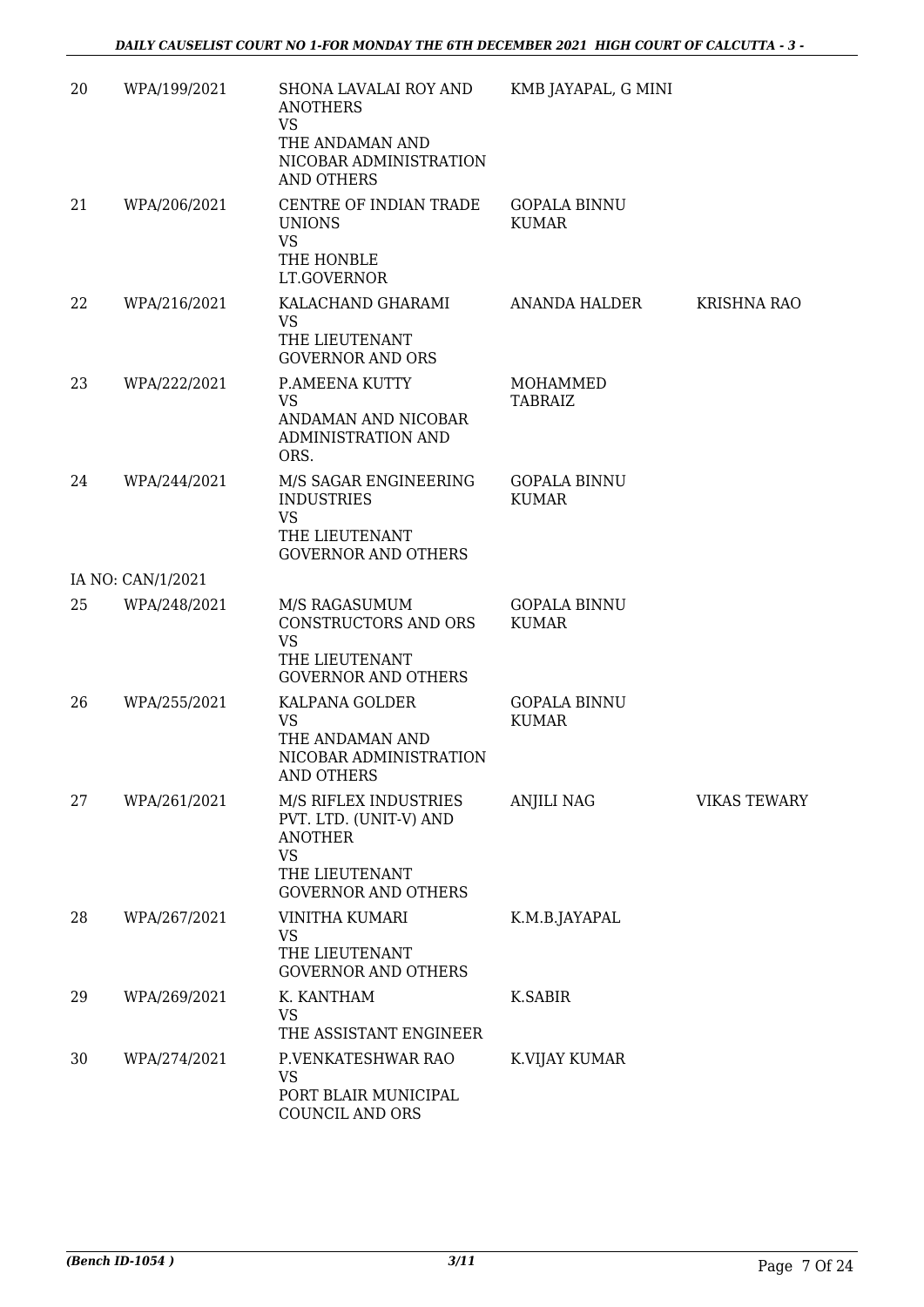| 20 | WPA/199/2021 | SHONA LAVALAI ROY AND ANOTHERS<br>VS<br>THE ANDAMAN AND NICOBAR ADMINISTRATION AND OTHERS | KMB JAYAPAL, G MINI | |
|---|---|---|---|---|
| 21 | WPA/206/2021 | CENTRE OF INDIAN TRADE UNIONS<br>VS<br>THE HONBLE LT.GOVERNOR | GOPALA BINNU KUMAR | |
| 22 | WPA/216/2021 | KALACHAND GHARAMI<br>VS<br>THE LIEUTENANT GOVERNOR AND ORS | ANANDA HALDER | KRISHNA RAO |
| 23 | WPA/222/2021 | P.AMEENA KUTTY<br>VS<br>ANDAMAN AND NICOBAR ADMINISTRATION AND ORS. | MOHAMMED TABRAIZ | |
| 24 | WPA/244/2021 | M/S SAGAR ENGINEERING INDUSTRIES<br>VS<br>THE LIEUTENANT GOVERNOR AND OTHERS | GOPALA BINNU KUMAR | |
| | IA NO: CAN/1/2021 | | | |
| 25 | WPA/248/2021 | M/S RAGASUMUM CONSTRUCTORS AND ORS<br>VS<br>THE LIEUTENANT GOVERNOR AND OTHERS | GOPALA BINNU KUMAR | |
| 26 | WPA/255/2021 | KALPANA GOLDER<br>VS<br>THE ANDAMAN AND NICOBAR ADMINISTRATION AND OTHERS | GOPALA BINNU KUMAR | |
| 27 | WPA/261/2021 | M/S RIFLEX INDUSTRIES PVT. LTD. (UNIT-V) AND ANOTHER<br>VS<br>THE LIEUTENANT GOVERNOR AND OTHERS | ANJILI NAG | VIKAS TEWARY |
| 28 | WPA/267/2021 | VINITHA KUMARI<br>VS<br>THE LIEUTENANT GOVERNOR AND OTHERS | K.M.B.JAYAPAL | |
| 29 | WPA/269/2021 | K. KANTHAM<br>VS<br>THE ASSISTANT ENGINEER | K.SABIR | |
| 30 | WPA/274/2021 | P.VENKATESHWAR RAO<br>VS<br>PORT BLAIR MUNICIPAL COUNCIL AND ORS | K.VIJAY KUMAR | |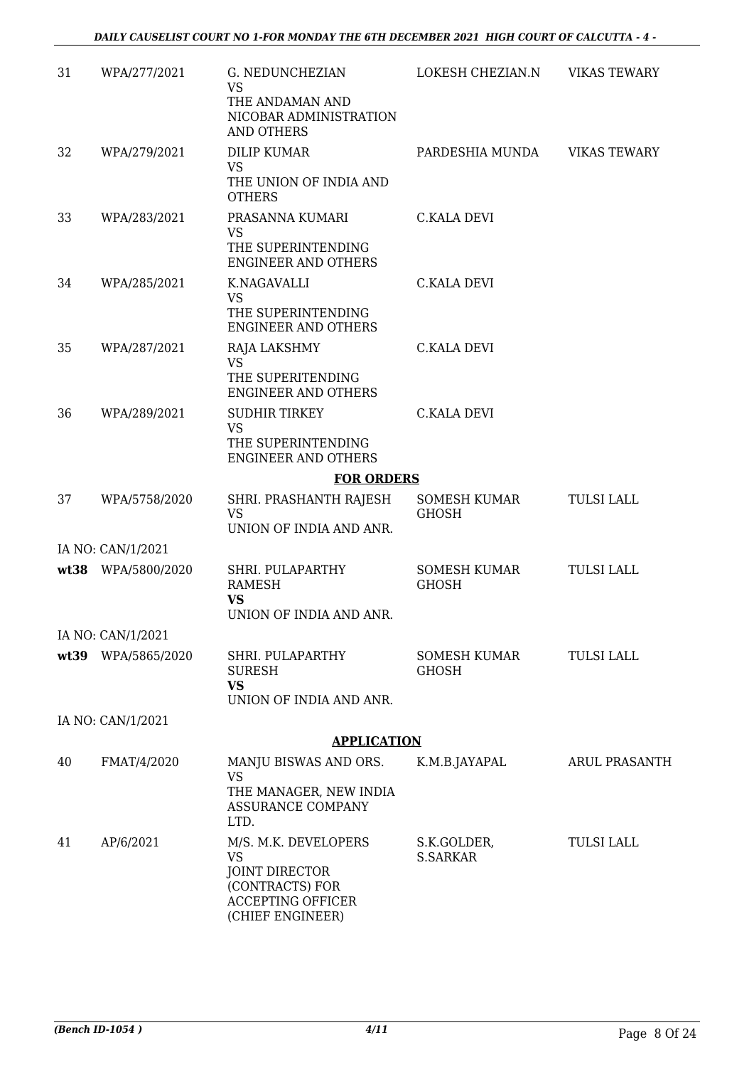| 31 | WPA/277/2021 | G. NEDUNCHEZIAN<br>VS<br>THE ANDAMAN AND NICOBAR ADMINISTRATION AND OTHERS | LOKESH CHEZIAN.N | VIKAS TEWARY |
|---|---|---|---|---|
| 32 | WPA/279/2021 | DILIP KUMAR<br>VS<br>THE UNION OF INDIA AND OTHERS | PARDESHIA MUNDA | VIKAS TEWARY |
| 33 | WPA/283/2021 | PRASANNA KUMARI<br>VS<br>THE SUPERINTENDING ENGINEER AND OTHERS | C.KALA DEVI | |
| 34 | WPA/285/2021 | K.NAGAVALLI<br>VS<br>THE SUPERINTENDING ENGINEER AND OTHERS | C.KALA DEVI | |
| 35 | WPA/287/2021 | RAJA LAKSHMY<br>VS<br>THE SUPERITENDING ENGINEER AND OTHERS | C.KALA DEVI | |
| 36 | WPA/289/2021 | SUDHIR TIRKEY<br>VS<br>THE SUPERINTENDING ENGINEER AND OTHERS | C.KALA DEVI | |

**FOR ORDERS**

| 37 | WPA/5758/2020 | SHRI. PRASHANTH RAJESH<br>VS<br>UNION OF INDIA AND ANR. | SOMESH KUMAR GHOSH | TULSI LALL |
|---|---|---|---|---|
| | IA NO: CAN/1/2021 | | | |
| **wt38** | WPA/5800/2020 | SHRI. PULAPARTHY RAMESH<br>**VS**<br>UNION OF INDIA AND ANR. | SOMESH KUMAR GHOSH | TULSI LALL |
| | IA NO: CAN/1/2021 | | | |
| **wt39** | WPA/5865/2020 | SHRI. PULAPARTHY SURESH<br>**VS**<br>UNION OF INDIA AND ANR. | SOMESH KUMAR GHOSH | TULSI LALL |
| | IA NO: CAN/1/2021 | | | |

**APPLICATION**

| 40 | FMAT/4/2020 | MANJU BISWAS AND ORS.<br>VS<br>THE MANAGER, NEW INDIA ASSURANCE COMPANY LTD. | K.M.B.JAYAPAL | ARUL PRASANTH |
|---|---|---|---|---|
| 41 | AP/6/2021 | M/S. M.K. DEVELOPERS<br>VS<br>JOINT DIRECTOR (CONTRACTS) FOR ACCEPTING OFFICER (CHIEF ENGINEER) | S.K.GOLDER, S.SARKAR | TULSI LALL |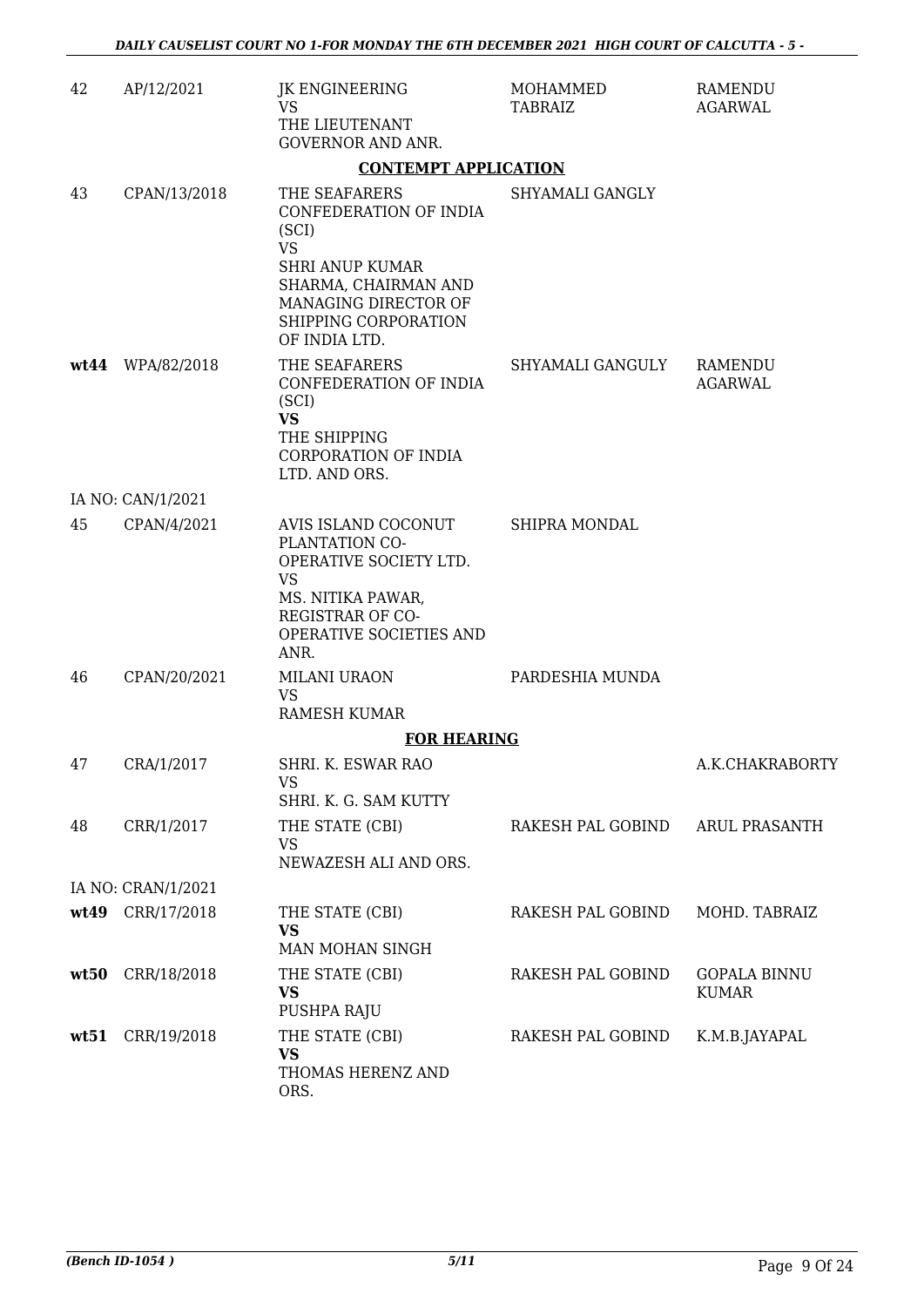| | | | | |
|---|---|---|---|---|
| 42 | AP/12/2021 | JK ENGINEERING<br>VS<br>THE LIEUTENANT GOVERNOR AND ANR. | MOHAMMED TABRAIZ | RAMENDU AGARWAL |

**CONTEMPT APPLICATION**

| | | | | |
|---|---|---|---|---|
| 43 | CPAN/13/2018 | THE SEAFARERS CONFEDERATION OF INDIA (SCI)<br>VS<br>SHRI ANUP KUMAR SHARMA, CHAIRMAN AND MANAGING DIRECTOR OF SHIPPING CORPORATION OF INDIA LTD. | SHYAMALI GANGLY | |
| **wt44** | WPA/82/2018 | THE SEAFARERS CONFEDERATION OF INDIA (SCI)<br>**VS**<br>THE SHIPPING CORPORATION OF INDIA LTD. AND ORS. | SHYAMALI GANGULY | RAMENDU AGARWAL |
| | IA NO: CAN/1/2021 | | | |
| 45 | CPAN/4/2021 | AVIS ISLAND COCONUT PLANTATION CO-OPERATIVE SOCIETY LTD.<br>VS<br>MS. NITIKA PAWAR, REGISTRAR OF CO-OPERATIVE SOCIETIES AND ANR. | SHIPRA MONDAL | |
| 46 | CPAN/20/2021 | MILANI URAON<br>VS<br>RAMESH KUMAR | PARDESHIA MUNDA | |

**FOR HEARING**

| | | | | |
|---|---|---|---|---|
| 47 | CRA/1/2017 | SHRI. K. ESWAR RAO<br>VS<br>SHRI. K. G. SAM KUTTY | | A.K.CHAKRABORTY |
| 48 | CRR/1/2017 | THE STATE (CBI)<br>VS<br>NEWAZESH ALI AND ORS. | RAKESH PAL GOBIND | ARUL PRASANTH |
| | IA NO: CRAN/1/2021 | | | |
| **wt49** | CRR/17/2018 | THE STATE (CBI)<br>**VS**<br>MAN MOHAN SINGH | RAKESH PAL GOBIND | MOHD. TABRAIZ |
| **wt50** | CRR/18/2018 | THE STATE (CBI)<br>**VS**<br>PUSHPA RAJU | RAKESH PAL GOBIND | GOPALA BINNU KUMAR |
| **wt51** | CRR/19/2018 | THE STATE (CBI)<br>**VS**<br>THOMAS HERENZ AND ORS. | RAKESH PAL GOBIND | K.M.B.JAYAPAL |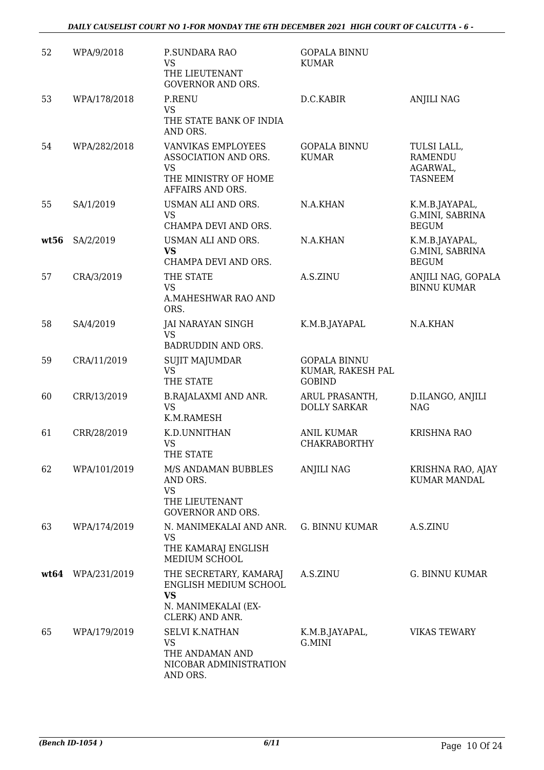| 52 | WPA/9/2018 | P.SUNDARA RAO<br>VS<br>THE LIEUTENANT GOVERNOR AND ORS. | GOPALA BINNU KUMAR | |
|---|---|---|---|---|
| 53 | WPA/178/2018 | P.RENU<br>VS<br>THE STATE BANK OF INDIA AND ORS. | D.C.KABIR | ANJILI NAG |
| 54 | WPA/282/2018 | VANVIKAS EMPLOYEES ASSOCIATION AND ORS.<br>VS<br>THE MINISTRY OF HOME AFFAIRS AND ORS. | GOPALA BINNU KUMAR | TULSI LALL, RAMENDU AGARWAL, TASNEEM |
| 55 | SA/1/2019 | USMAN ALI AND ORS.<br>VS<br>CHAMPA DEVI AND ORS. | N.A.KHAN | K.M.B.JAYAPAL, G.MINI, SABRINA BEGUM |
| **wt56** | SA/2/2019 | USMAN ALI AND ORS.<br>**VS**<br>CHAMPA DEVI AND ORS. | N.A.KHAN | K.M.B.JAYAPAL, G.MINI, SABRINA BEGUM |
| 57 | CRA/3/2019 | THE STATE<br>VS<br>A.MAHESHWAR RAO AND ORS. | A.S.ZINU | ANJILI NAG, GOPALA BINNU KUMAR |
| 58 | SA/4/2019 | JAI NARAYAN SINGH<br>VS<br>BADRUDDIN AND ORS. | K.M.B.JAYAPAL | N.A.KHAN |
| 59 | CRA/11/2019 | SUJIT MAJUMDAR<br>VS<br>THE STATE | GOPALA BINNU KUMAR, RAKESH PAL GOBIND | |
| 60 | CRR/13/2019 | B.RAJALAXMI AND ANR.<br>VS<br>K.M.RAMESH | ARUL PRASANTH, DOLLY SARKAR | D.ILANGO, ANJILI NAG |
| 61 | CRR/28/2019 | K.D.UNNITHAN<br>VS<br>THE STATE | ANIL KUMAR CHAKRABORTHY | KRISHNA RAO |
| 62 | WPA/101/2019 | M/S ANDAMAN BUBBLES AND ORS.<br>VS<br>THE LIEUTENANT GOVERNOR AND ORS. | ANJILI NAG | KRISHNA RAO, AJAY KUMAR MANDAL |
| 63 | WPA/174/2019 | N. MANIMEKALAI AND ANR.<br>VS<br>THE KAMARAJ ENGLISH MEDIUM SCHOOL | G. BINNU KUMAR | A.S.ZINU |
| **wt64** | WPA/231/2019 | THE SECRETARY, KAMARAJ ENGLISH MEDIUM SCHOOL<br>**VS**<br>N. MANIMEKALAI (EX-CLERK) AND ANR. | A.S.ZINU | G. BINNU KUMAR |
| 65 | WPA/179/2019 | SELVI K.NATHAN<br>VS<br>THE ANDAMAN AND NICOBAR ADMINISTRATION AND ORS. | K.M.B.JAYAPAL, G.MINI | VIKAS TEWARY |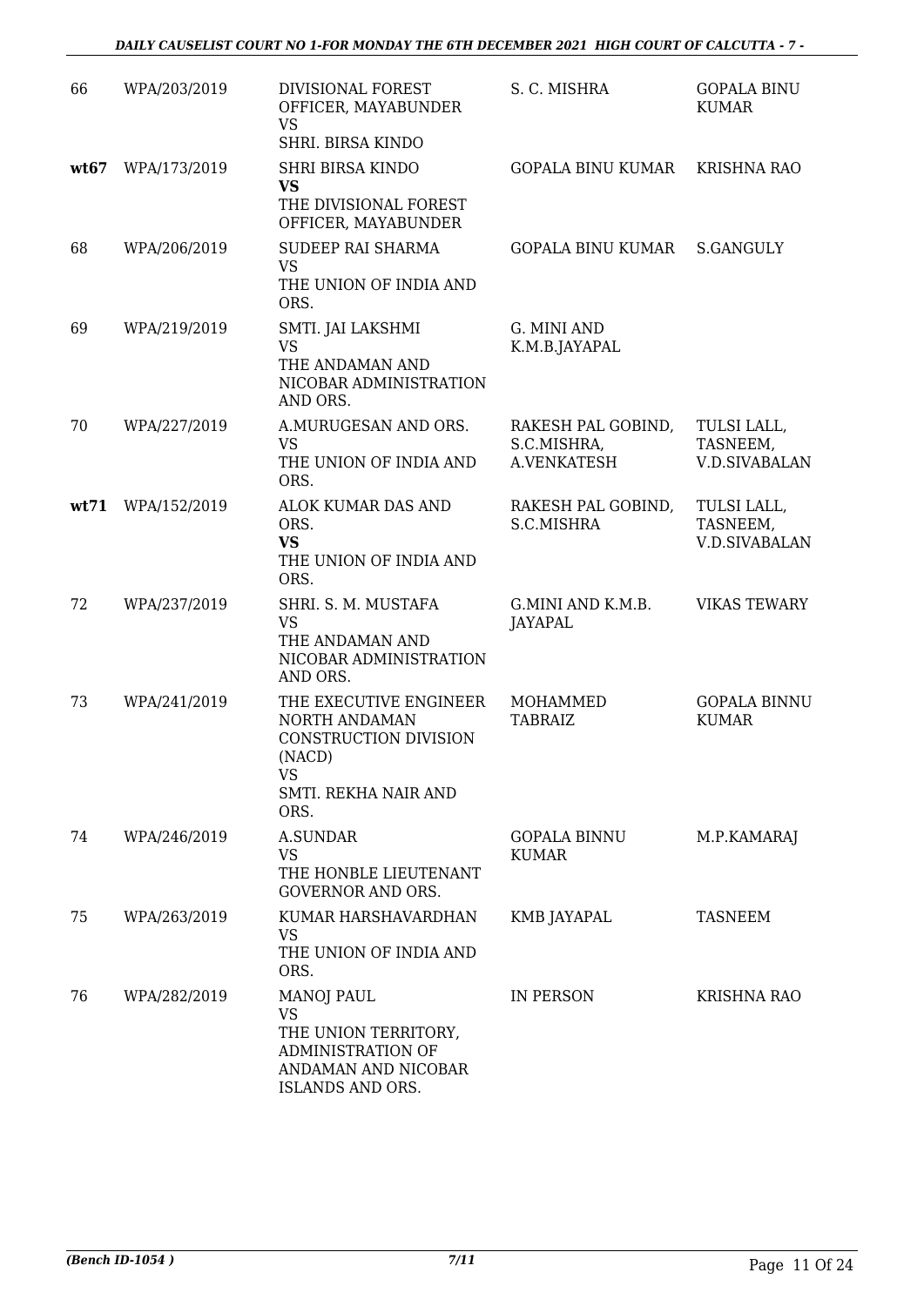| 66 | WPA/203/2019 | DIVISIONAL FOREST OFFICER, MAYABUNDER VS SHRI. BIRSA KINDO | S. C. MISHRA | GOPALA BINU KUMAR |
|---|---|---|---|---|
| **wt67** | WPA/173/2019 | SHRI BIRSA KINDO **VS** THE DIVISIONAL FOREST OFFICER, MAYABUNDER | GOPALA BINU KUMAR | KRISHNA RAO |
| 68 | WPA/206/2019 | SUDEEP RAI SHARMA VS THE UNION OF INDIA AND ORS. | GOPALA BINU KUMAR | S.GANGULY |
| 69 | WPA/219/2019 | SMTI. JAI LAKSHMI VS THE ANDAMAN AND NICOBAR ADMINISTRATION AND ORS. | G. MINI AND K.M.B.JAYAPAL | |
| 70 | WPA/227/2019 | A.MURUGESAN AND ORS. VS THE UNION OF INDIA AND ORS. | RAKESH PAL GOBIND, S.C.MISHRA, A.VENKATESH | TULSI LALL, TASNEEM, V.D.SIVABALAN |
| **wt71** | WPA/152/2019 | ALOK KUMAR DAS AND ORS. **VS** THE UNION OF INDIA AND ORS. | RAKESH PAL GOBIND, S.C.MISHRA | TULSI LALL, TASNEEM, V.D.SIVABALAN |
| 72 | WPA/237/2019 | SHRI. S. M. MUSTAFA VS THE ANDAMAN AND NICOBAR ADMINISTRATION AND ORS. | G.MINI AND K.M.B. JAYAPAL | VIKAS TEWARY |
| 73 | WPA/241/2019 | THE EXECUTIVE ENGINEER NORTH ANDAMAN CONSTRUCTION DIVISION (NACD) VS SMTI. REKHA NAIR AND ORS. | MOHAMMED TABRAIZ | GOPALA BINNU KUMAR |
| 74 | WPA/246/2019 | A.SUNDAR VS THE HONBLE LIEUTENANT GOVERNOR AND ORS. | GOPALA BINNU KUMAR | M.P.KAMARAJ |
| 75 | WPA/263/2019 | KUMAR HARSHAVARDHAN VS THE UNION OF INDIA AND ORS. | KMB JAYAPAL | TASNEEM |
| 76 | WPA/282/2019 | MANOJ PAUL VS THE UNION TERRITORY, ADMINISTRATION OF ANDAMAN AND NICOBAR ISLANDS AND ORS. | IN PERSON | KRISHNA RAO |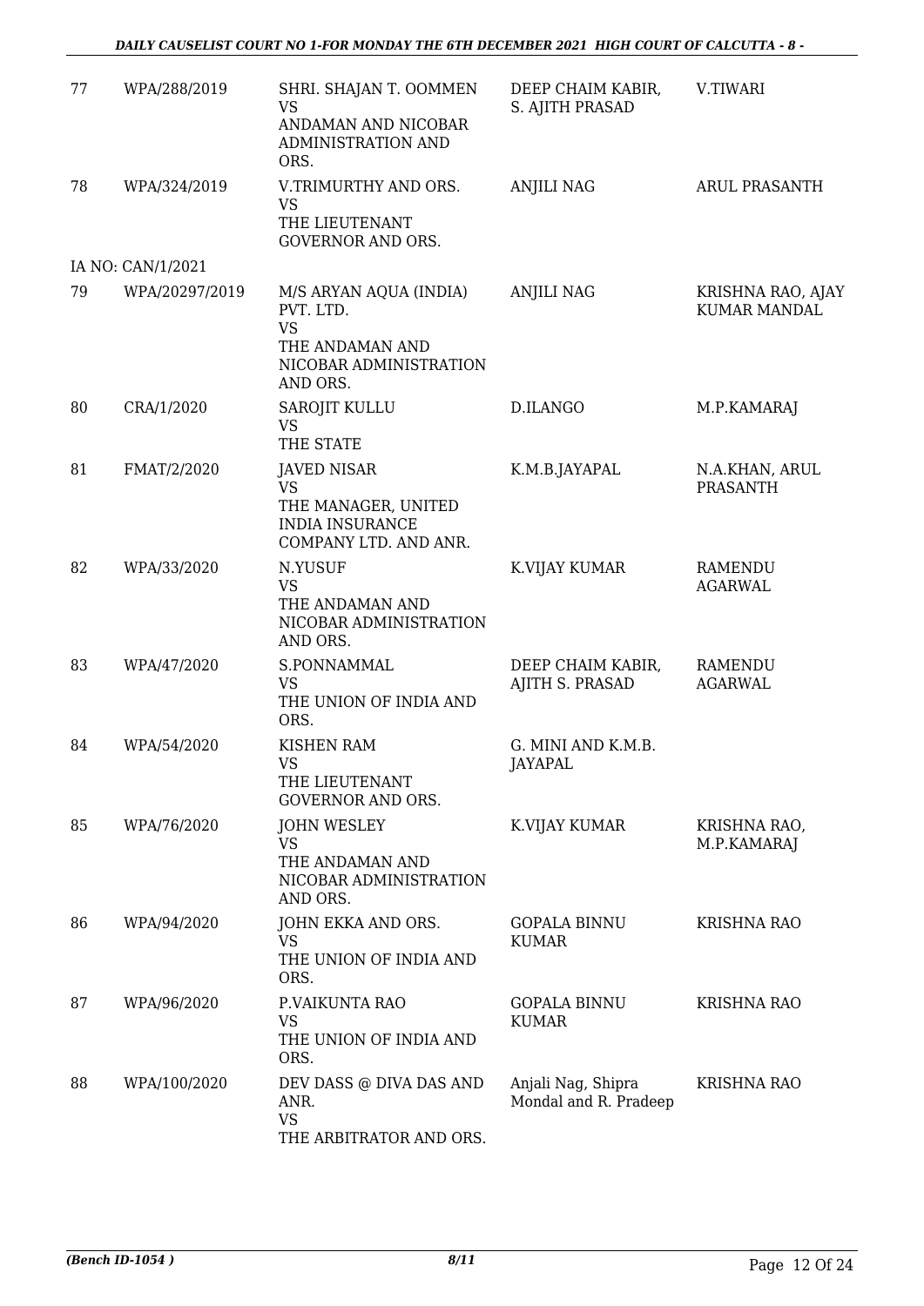| | | | | |
|---|---|---|---|---|
| 77 | WPA/288/2019 | SHRI. SHAJAN T. OOMMEN<br>VS<br>ANDAMAN AND NICOBAR ADMINISTRATION AND ORS. | DEEP CHAIM KABIR, S. AJITH PRASAD | V.TIWARI |
| 78 | WPA/324/2019 | V.TRIMURTHY AND ORS.<br>VS<br>THE LIEUTENANT GOVERNOR AND ORS. | ANJILI NAG | ARUL PRASANTH |
| | IA NO: CAN/1/2021 | | | |
| 79 | WPA/20297/2019 | M/S ARYAN AQUA (INDIA) PVT. LTD.<br>VS<br>THE ANDAMAN AND NICOBAR ADMINISTRATION AND ORS. | ANJILI NAG | KRISHNA RAO, AJAY KUMAR MANDAL |
| 80 | CRA/1/2020 | SAROJIT KULLU<br>VS<br>THE STATE | D.ILANGO | M.P.KAMARAJ |
| 81 | FMAT/2/2020 | JAVED NISAR<br>VS<br>THE MANAGER, UNITED INDIA INSURANCE COMPANY LTD. AND ANR. | K.M.B.JAYAPAL | N.A.KHAN, ARUL PRASANTH |
| 82 | WPA/33/2020 | N.YUSUF<br>VS<br>THE ANDAMAN AND NICOBAR ADMINISTRATION AND ORS. | K.VIJAY KUMAR | RAMENDU AGARWAL |
| 83 | WPA/47/2020 | S.PONNAMMAL<br>VS<br>THE UNION OF INDIA AND ORS. | DEEP CHAIM KABIR, AJITH S. PRASAD | RAMENDU AGARWAL |
| 84 | WPA/54/2020 | KISHEN RAM<br>VS<br>THE LIEUTENANT GOVERNOR AND ORS. | G. MINI AND K.M.B. JAYAPAL | |
| 85 | WPA/76/2020 | JOHN WESLEY<br>VS<br>THE ANDAMAN AND NICOBAR ADMINISTRATION AND ORS. | K.VIJAY KUMAR | KRISHNA RAO, M.P.KAMARAJ |
| 86 | WPA/94/2020 | JOHN EKKA AND ORS.<br>VS<br>THE UNION OF INDIA AND ORS. | GOPALA BINNU KUMAR | KRISHNA RAO |
| 87 | WPA/96/2020 | P.VAIKUNTA RAO<br>VS<br>THE UNION OF INDIA AND ORS. | GOPALA BINNU KUMAR | KRISHNA RAO |
| 88 | WPA/100/2020 | DEV DASS @ DIVA DAS AND ANR.<br>VS<br>THE ARBITRATOR AND ORS. | Anjali Nag, Shipra Mondal and R. Pradeep | KRISHNA RAO |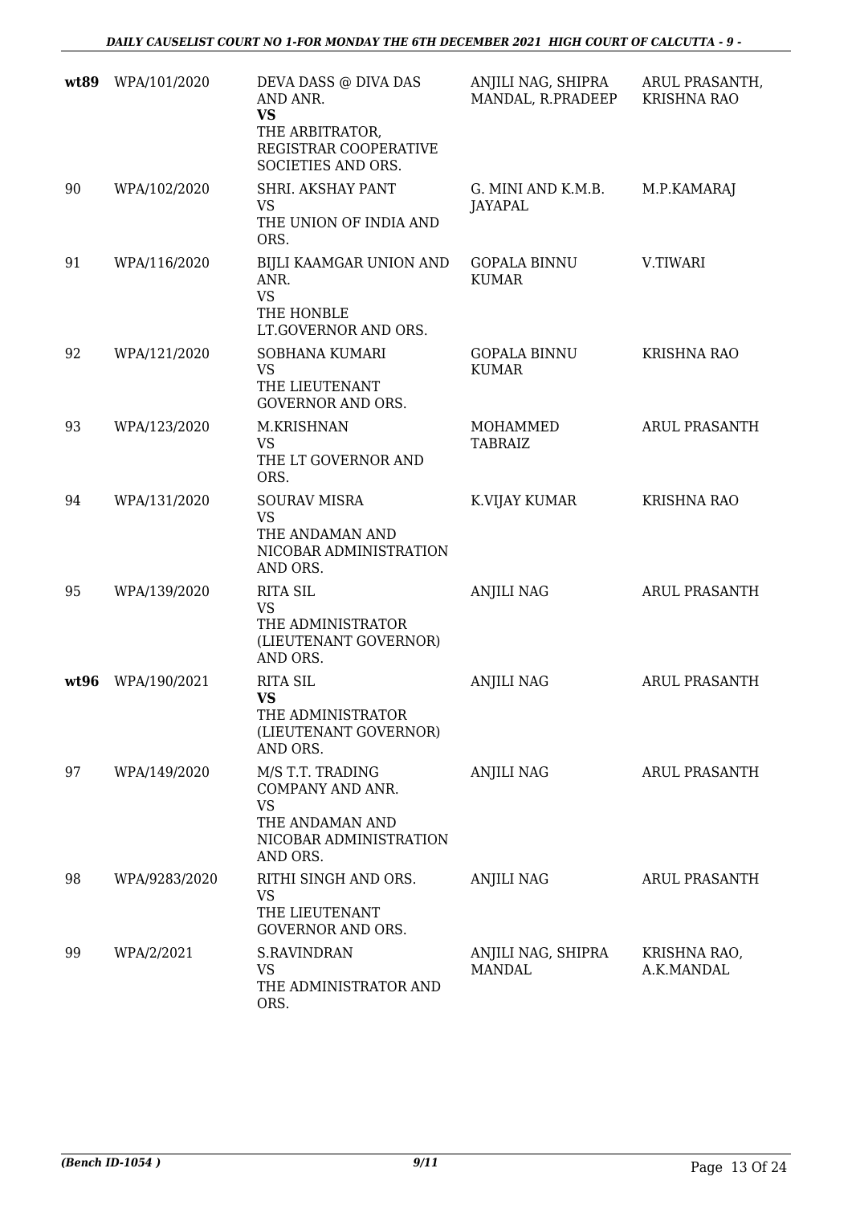| | | | | |
|---|---|---|---|---|
| **wt89** | WPA/101/2020 | DEVA DASS @ DIVA DAS AND ANR.<br>**VS**<br>THE ARBITRATOR, REGISTRAR COOPERATIVE SOCIETIES AND ORS. | ANJILI NAG, SHIPRA MANDAL, R.PRADEEP | ARUL PRASANTH, KRISHNA RAO |
| 90 | WPA/102/2020 | SHRI. AKSHAY PANT<br>VS<br>THE UNION OF INDIA AND ORS. | G. MINI AND K.M.B. JAYAPAL | M.P.KAMARAJ |
| 91 | WPA/116/2020 | BIJLI KAAMGAR UNION AND ANR.<br>VS<br>THE HONBLE LT.GOVERNOR AND ORS. | GOPALA BINNU KUMAR | V.TIWARI |
| 92 | WPA/121/2020 | SOBHANA KUMARI<br>VS<br>THE LIEUTENANT GOVERNOR AND ORS. | GOPALA BINNU KUMAR | KRISHNA RAO |
| 93 | WPA/123/2020 | M.KRISHNAN<br>VS<br>THE LT GOVERNOR AND ORS. | MOHAMMED TABRAIZ | ARUL PRASANTH |
| 94 | WPA/131/2020 | SOURAV MISRA<br>VS<br>THE ANDAMAN AND NICOBAR ADMINISTRATION AND ORS. | K.VIJAY KUMAR | KRISHNA RAO |
| 95 | WPA/139/2020 | RITA SIL<br>VS<br>THE ADMINISTRATOR (LIEUTENANT GOVERNOR) AND ORS. | ANJILI NAG | ARUL PRASANTH |
| **wt96** | WPA/190/2021 | RITA SIL<br>**VS**<br>THE ADMINISTRATOR (LIEUTENANT GOVERNOR) AND ORS. | ANJILI NAG | ARUL PRASANTH |
| 97 | WPA/149/2020 | M/S T.T. TRADING COMPANY AND ANR.<br>VS<br>THE ANDAMAN AND NICOBAR ADMINISTRATION AND ORS. | ANJILI NAG | ARUL PRASANTH |
| 98 | WPA/9283/2020 | RITHI SINGH AND ORS.<br>VS<br>THE LIEUTENANT GOVERNOR AND ORS. | ANJILI NAG | ARUL PRASANTH |
| 99 | WPA/2/2021 | S.RAVINDRAN<br>VS<br>THE ADMINISTRATOR AND ORS. | ANJILI NAG, SHIPRA MANDAL | KRISHNA RAO, A.K.MANDAL |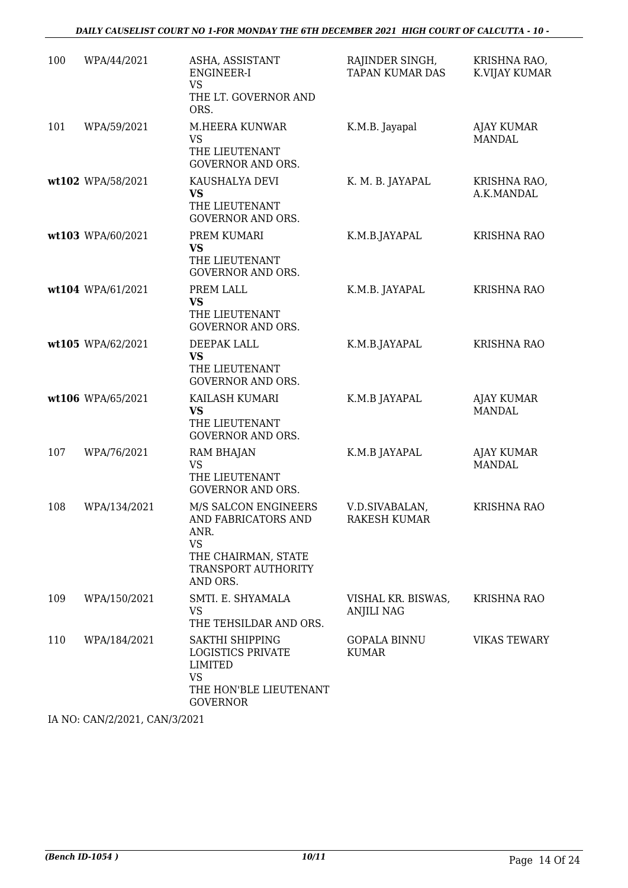| 100 | WPA/44/2021 | ASHA, ASSISTANT ENGINEER-I VS THE LT. GOVERNOR AND ORS. | RAJINDER SINGH, TAPAN KUMAR DAS | KRISHNA RAO, K.VIJAY KUMAR |
|---|---|---|---|---|
| 101 | WPA/59/2021 | M.HEERA KUNWAR VS THE LIEUTENANT GOVERNOR AND ORS. | K.M.B. Jayapal | AJAY KUMAR MANDAL |
| **wt102** | WPA/58/2021 | KAUSHALYA DEVI **VS** THE LIEUTENANT GOVERNOR AND ORS. | K. M. B. JAYAPAL | KRISHNA RAO, A.K.MANDAL |
| **wt103** | WPA/60/2021 | PREM KUMARI **VS** THE LIEUTENANT GOVERNOR AND ORS. | K.M.B.JAYAPAL | KRISHNA RAO |
| **wt104** | WPA/61/2021 | PREM LALL **VS** THE LIEUTENANT GOVERNOR AND ORS. | K.M.B. JAYAPAL | KRISHNA RAO |
| **wt105** | WPA/62/2021 | DEEPAK LALL **VS** THE LIEUTENANT GOVERNOR AND ORS. | K.M.B.JAYAPAL | KRISHNA RAO |
| **wt106** | WPA/65/2021 | KAILASH KUMARI **VS** THE LIEUTENANT GOVERNOR AND ORS. | K.M.B JAYAPAL | AJAY KUMAR MANDAL |
| 107 | WPA/76/2021 | RAM BHAJAN VS THE LIEUTENANT GOVERNOR AND ORS. | K.M.B JAYAPAL | AJAY KUMAR MANDAL |
| 108 | WPA/134/2021 | M/S SALCON ENGINEERS AND FABRICATORS AND ANR. VS THE CHAIRMAN, STATE TRANSPORT AUTHORITY AND ORS. | V.D.SIVABALAN, RAKESH KUMAR | KRISHNA RAO |
| 109 | WPA/150/2021 | SMTI. E. SHYAMALA VS THE TEHSILDAR AND ORS. | VISHAL KR. BISWAS, ANJILI NAG | KRISHNA RAO |
| 110 | WPA/184/2021 | SAKTHI SHIPPING LOGISTICS PRIVATE LIMITED VS THE HON'BLE LIEUTENANT GOVERNOR | GOPALA BINNU KUMAR | VIKAS TEWARY |

IA NO: CAN/2/2021, CAN/3/2021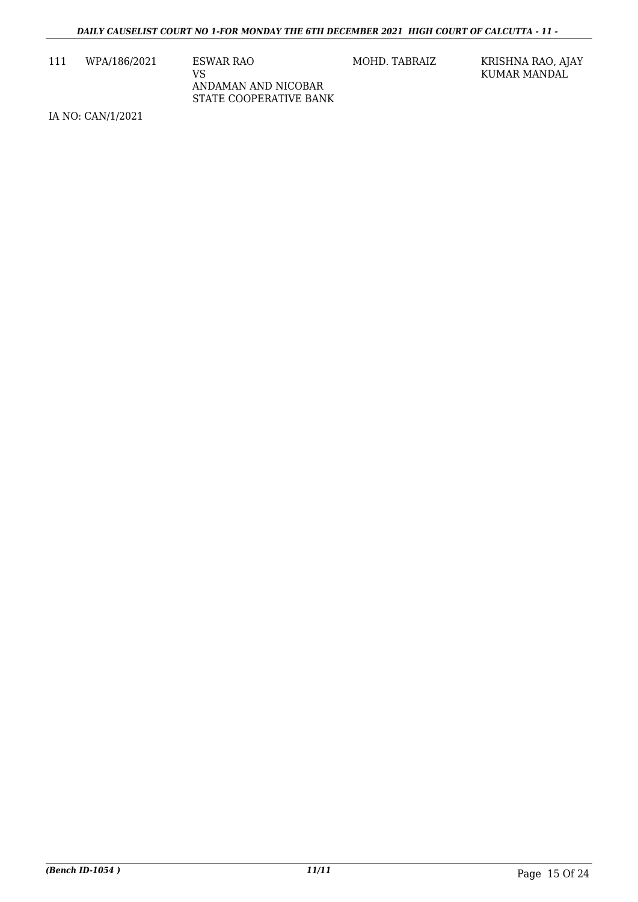| 111 | WPA/186/2021 | ESWAR RAO<br>VS<br>ANDAMAN AND NICOBAR<br>STATE COOPERATIVE BANK | MOHD. TABRAIZ | KRISHNA RAO, AJAY<br>KUMAR MANDAL |
|---|---|---|---|---|

IA NO: CAN/1/2021

(Bench ID-1054 )

11/11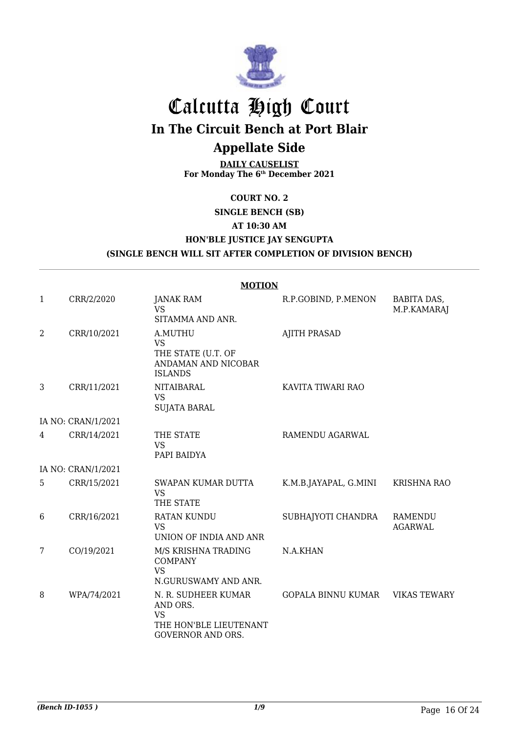# Calcutta High Court

## In The Circuit Bench at Port Blair

## Appellate Side

**DAILY CAUSELIST**
**For Monday The 6th December 2021**

**COURT NO. 2**

**SINGLE BENCH (SB)**

**AT 10:30 AM**

**HON'BLE JUSTICE JAY SENGUPTA**

**(SINGLE BENCH WILL SIT AFTER COMPLETION OF DIVISION BENCH)**

**MOTION**

| | | | | |
|---|---|---|---|---|
| 1 | CRR/2/2020 | JANAK RAM<br>VS<br>SITAMMA AND ANR. | R.P.GOBIND, P.MENON | BABITA DAS, M.P.KAMARAJ |
| 2 | CRR/10/2021 | A.MUTHU<br>VS<br>THE STATE (U.T. OF ANDAMAN AND NICOBAR ISLANDS | AJITH PRASAD | |
| 3 | CRR/11/2021 | NITAIBARAL<br>VS<br>SUJATA BARAL | KAVITA TIWARI RAO | |
| | IA NO: CRAN/1/2021 | | | |
| 4 | CRR/14/2021 | THE STATE<br>VS<br>PAPI BAIDYA | RAMENDU AGARWAL | |
| | IA NO: CRAN/1/2021 | | | |
| 5 | CRR/15/2021 | SWAPAN KUMAR DUTTA<br>VS<br>THE STATE | K.M.B.JAYAPAL, G.MINI | KRISHNA RAO |
| 6 | CRR/16/2021 | RATAN KUNDU<br>VS<br>UNION OF INDIA AND ANR | SUBHAJYOTI CHANDRA | RAMENDU AGARWAL |
| 7 | CO/19/2021 | M/S KRISHNA TRADING COMPANY<br>VS<br>N.GURUSWAMY AND ANR. | N.A.KHAN | |
| 8 | WPA/74/2021 | N. R. SUDHEER KUMAR AND ORS.<br>VS<br>THE HON'BLE LIEUTENANT GOVERNOR AND ORS. | GOPALA BINNU KUMAR | VIKAS TEWARY |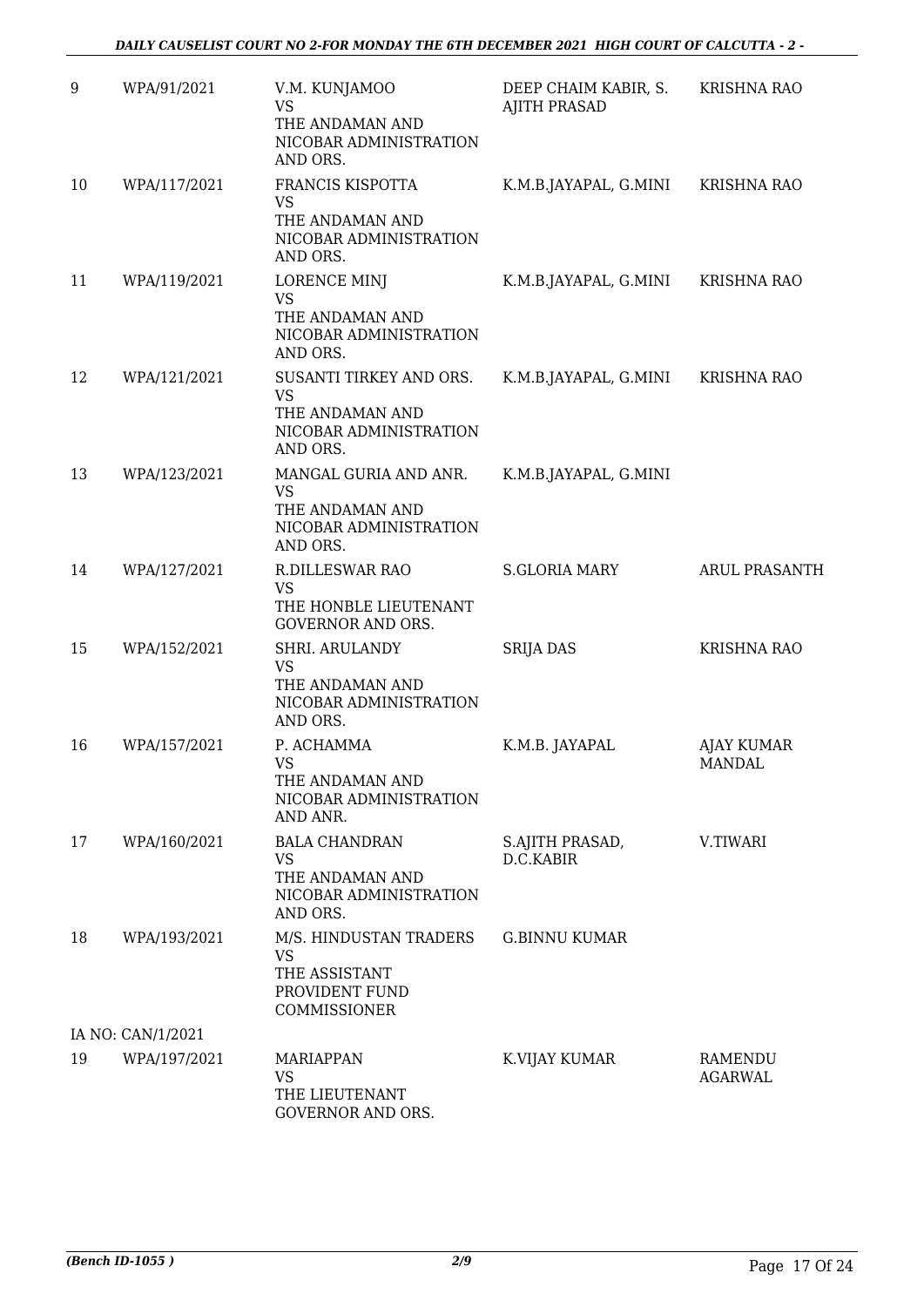| 9 | WPA/91/2021 | V.M. KUNJAMOO<br>VS<br>THE ANDAMAN AND NICOBAR ADMINISTRATION AND ORS. | DEEP CHAIM KABIR, S. AJITH PRASAD | KRISHNA RAO |
|---|---|---|---|---|
| 10 | WPA/117/2021 | FRANCIS KISPOTTA<br>VS<br>THE ANDAMAN AND NICOBAR ADMINISTRATION AND ORS. | K.M.B.JAYAPAL, G.MINI | KRISHNA RAO |
| 11 | WPA/119/2021 | LORENCE MINJ<br>VS<br>THE ANDAMAN AND NICOBAR ADMINISTRATION AND ORS. | K.M.B.JAYAPAL, G.MINI | KRISHNA RAO |
| 12 | WPA/121/2021 | SUSANTI TIRKEY AND ORS.<br>VS<br>THE ANDAMAN AND NICOBAR ADMINISTRATION AND ORS. | K.M.B.JAYAPAL, G.MINI | KRISHNA RAO |
| 13 | WPA/123/2021 | MANGAL GURIA AND ANR.<br>VS<br>THE ANDAMAN AND NICOBAR ADMINISTRATION AND ORS. | K.M.B.JAYAPAL, G.MINI | |
| 14 | WPA/127/2021 | R.DILLESWAR RAO<br>VS<br>THE HONBLE LIEUTENANT GOVERNOR AND ORS. | S.GLORIA MARY | ARUL PRASANTH |
| 15 | WPA/152/2021 | SHRI. ARULANDY<br>VS<br>THE ANDAMAN AND NICOBAR ADMINISTRATION AND ORS. | SRIJA DAS | KRISHNA RAO |
| 16 | WPA/157/2021 | P. ACHAMMA<br>VS<br>THE ANDAMAN AND NICOBAR ADMINISTRATION AND ANR. | K.M.B. JAYAPAL | AJAY KUMAR MANDAL |
| 17 | WPA/160/2021 | BALA CHANDRAN<br>VS<br>THE ANDAMAN AND NICOBAR ADMINISTRATION AND ORS. | S.AJITH PRASAD, D.C.KABIR | V.TIWARI |
| 18 | WPA/193/2021 | M/S. HINDUSTAN TRADERS<br>VS<br>THE ASSISTANT PROVIDENT FUND COMMISSIONER | G.BINNU KUMAR | |
| | IA NO: CAN/1/2021 | | | |
| 19 | WPA/197/2021 | MARIAPPAN<br>VS<br>THE LIEUTENANT GOVERNOR AND ORS. | K.VIJAY KUMAR | RAMENDU AGARWAL |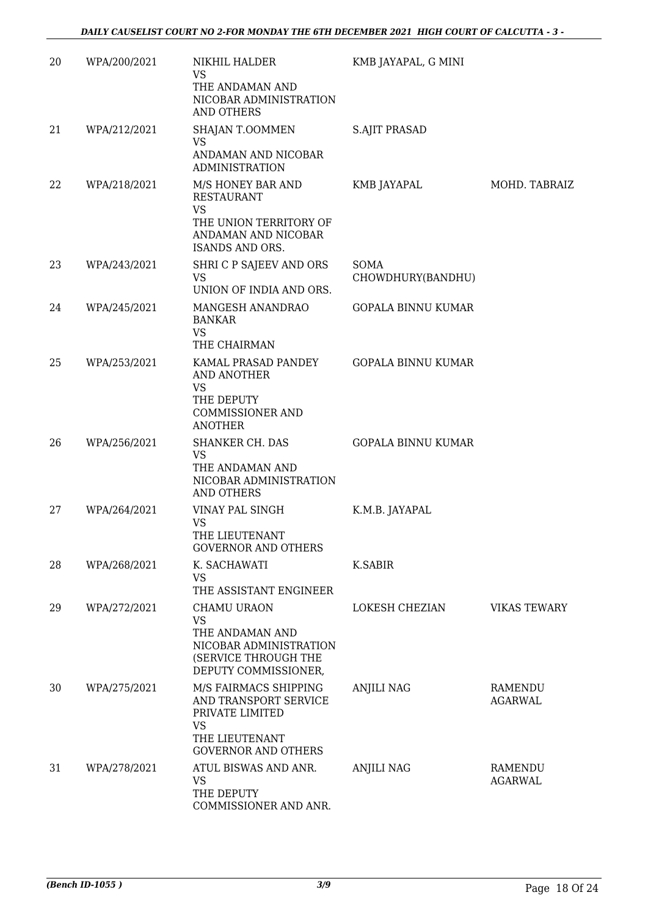| | | | | |
|---|---|---|---|---|
| 20 | WPA/200/2021 | NIKHIL HALDER<br>VS<br>THE ANDAMAN AND NICOBAR ADMINISTRATION AND OTHERS | KMB JAYAPAL, G MINI | |
| 21 | WPA/212/2021 | SHAJAN T.OOMMEN<br>VS<br>ANDAMAN AND NICOBAR ADMINISTRATION | S.AJIT PRASAD | |
| 22 | WPA/218/2021 | M/S HONEY BAR AND RESTAURANT<br>VS<br>THE UNION TERRITORY OF ANDAMAN AND NICOBAR ISANDS AND ORS. | KMB JAYAPAL | MOHD. TABRAIZ |
| 23 | WPA/243/2021 | SHRI C P SAJEEV AND ORS<br>VS<br>UNION OF INDIA AND ORS. | SOMA CHOWDHURY(BANDHU) | |
| 24 | WPA/245/2021 | MANGESH ANANDRAO BANKAR<br>VS<br>THE CHAIRMAN | GOPALA BINNU KUMAR | |
| 25 | WPA/253/2021 | KAMAL PRASAD PANDEY AND ANOTHER<br>VS<br>THE DEPUTY COMMISSIONER AND ANOTHER | GOPALA BINNU KUMAR | |
| 26 | WPA/256/2021 | SHANKER CH. DAS<br>VS<br>THE ANDAMAN AND NICOBAR ADMINISTRATION AND OTHERS | GOPALA BINNU KUMAR | |
| 27 | WPA/264/2021 | VINAY PAL SINGH<br>VS<br>THE LIEUTENANT GOVERNOR AND OTHERS | K.M.B. JAYAPAL | |
| 28 | WPA/268/2021 | K. SACHAWATI<br>VS<br>THE ASSISTANT ENGINEER | K.SABIR | |
| 29 | WPA/272/2021 | CHAMU URAON<br>VS<br>THE ANDAMAN AND NICOBAR ADMINISTRATION (SERVICE THROUGH THE DEPUTY COMMISSIONER, | LOKESH CHEZIAN | VIKAS TEWARY |
| 30 | WPA/275/2021 | M/S FAIRMACS SHIPPING AND TRANSPORT SERVICE PRIVATE LIMITED<br>VS<br>THE LIEUTENANT GOVERNOR AND OTHERS | ANJILI NAG | RAMENDU AGARWAL |
| 31 | WPA/278/2021 | ATUL BISWAS AND ANR.<br>VS<br>THE DEPUTY COMMISSIONER AND ANR. | ANJILI NAG | RAMENDU AGARWAL |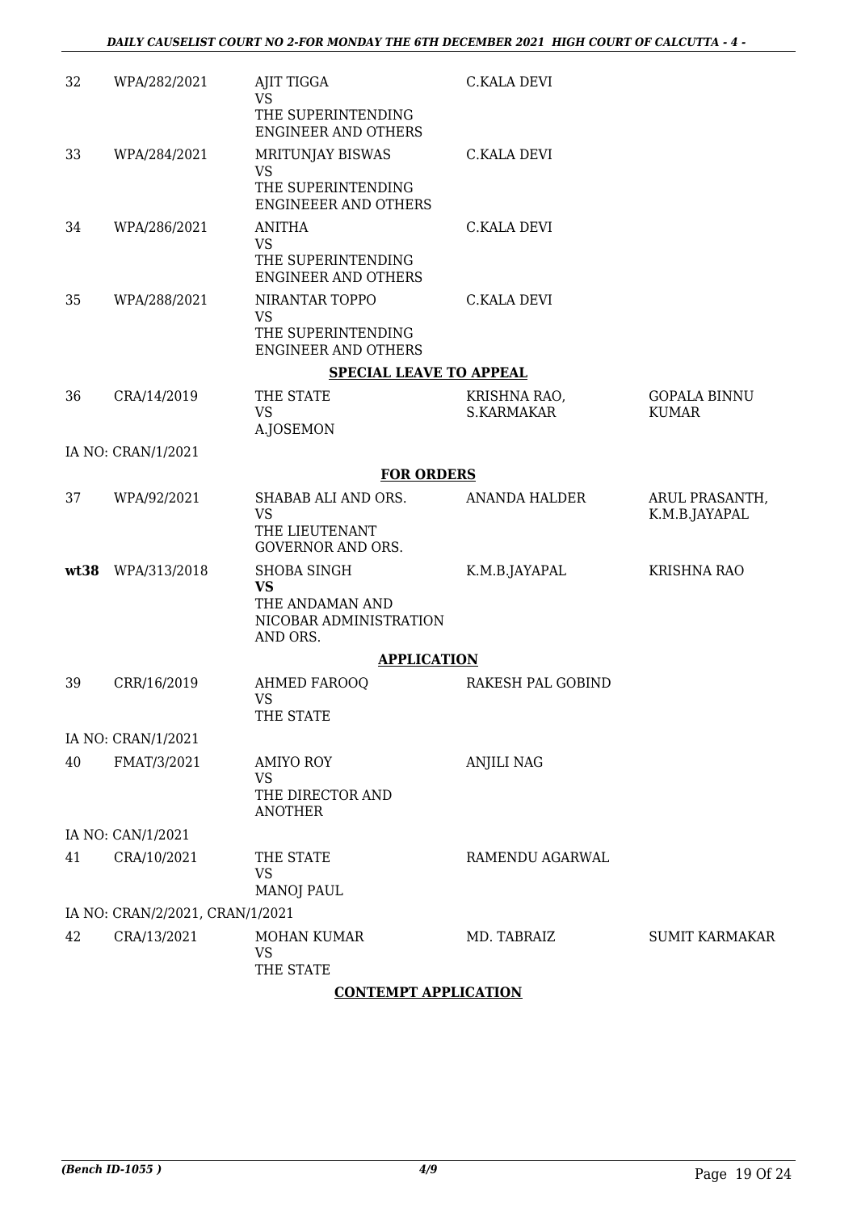| | | | | |
|---|---|---|---|---|
| 32 | WPA/282/2021 | AJIT TIGGA<br>VS<br>THE SUPERINTENDING ENGINEER AND OTHERS | C.KALA DEVI | |
| 33 | WPA/284/2021 | MRITUNJAY BISWAS<br>VS<br>THE SUPERINTENDING ENGINEEER AND OTHERS | C.KALA DEVI | |
| 34 | WPA/286/2021 | ANITHA<br>VS<br>THE SUPERINTENDING ENGINEER AND OTHERS | C.KALA DEVI | |
| 35 | WPA/288/2021 | NIRANTAR TOPPO<br>VS<br>THE SUPERINTENDING ENGINEER AND OTHERS | C.KALA DEVI | |

**SPECIAL LEAVE TO APPEAL**

| | | | | |
|---|---|---|---|---|
| 36 | CRA/14/2019 | THE STATE<br>VS<br>A.JOSEMON | KRISHNA RAO, S.KARMAKAR | GOPALA BINNU KUMAR |

IA NO: CRAN/1/2021

**FOR ORDERS**

| | | | | |
|---|---|---|---|---|
| 37 | WPA/92/2021 | SHABAB ALI AND ORS.<br>VS<br>THE LIEUTENANT GOVERNOR AND ORS. | ANANDA HALDER | ARUL PRASANTH, K.M.B.JAYAPAL |
| **wt38** | WPA/313/2018 | SHOBA SINGH<br>**VS**<br>THE ANDAMAN AND NICOBAR ADMINISTRATION AND ORS. | K.M.B.JAYAPAL | KRISHNA RAO |

**APPLICATION**

| | | | | |
|---|---|---|---|---|
| 39 | CRR/16/2019 | AHMED FAROOQ<br>VS<br>THE STATE | RAKESH PAL GOBIND | |

IA NO: CRAN/1/2021

| | | | | |
|---|---|---|---|---|
| 40 | FMAT/3/2021 | AMIYO ROY<br>VS<br>THE DIRECTOR AND ANOTHER | ANJILI NAG | |

IA NO: CAN/1/2021

| | | | | |
|---|---|---|---|---|
| 41 | CRA/10/2021 | THE STATE<br>VS<br>MANOJ PAUL | RAMENDU AGARWAL | |

IA NO: CRAN/2/2021, CRAN/1/2021

| | | | | |
|---|---|---|---|---|
| 42 | CRA/13/2021 | MOHAN KUMAR<br>VS<br>THE STATE | MD. TABRAIZ | SUMIT KARMAKAR |

**CONTEMPT APPLICATION**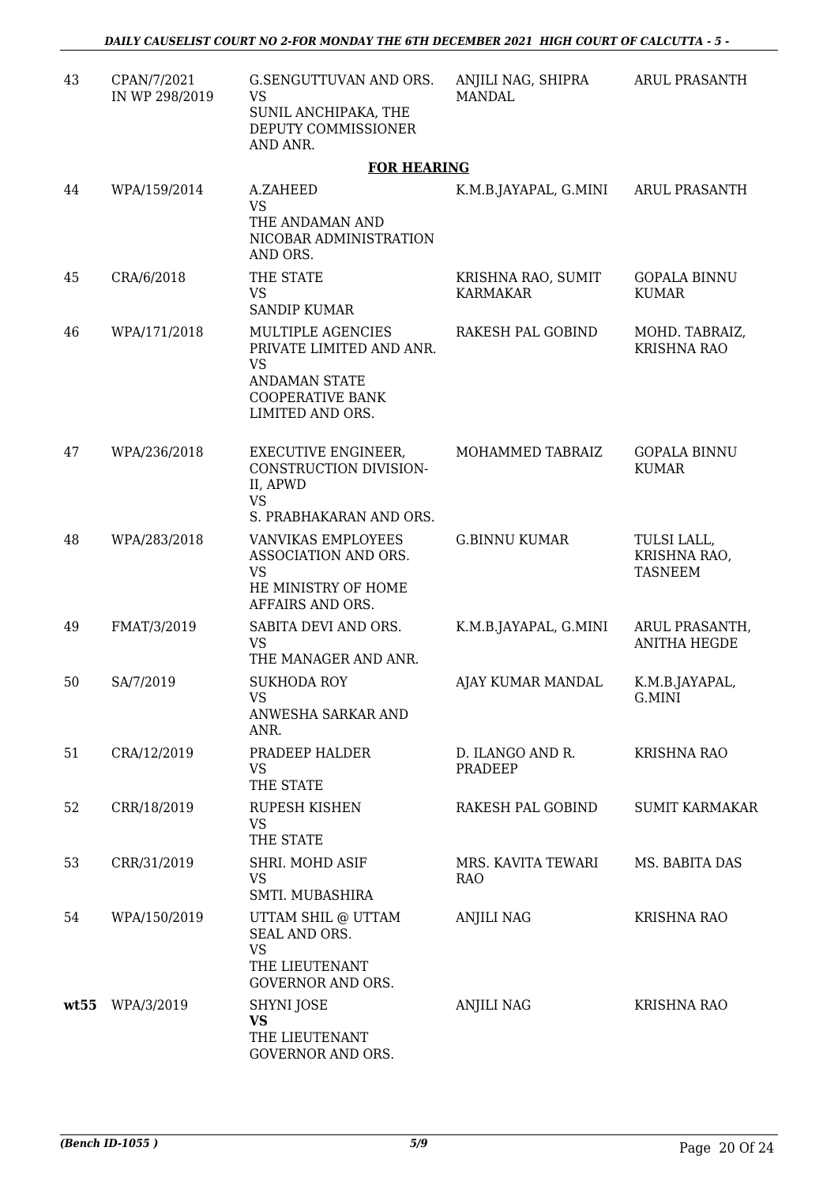| 43 | CPAN/7/2021 IN WP 298/2019 | G.SENGUTTUVAN AND ORS. VS SUNIL ANCHIPAKA, THE DEPUTY COMMISSIONER AND ANR. | ANJILI NAG, SHIPRA MANDAL | ARUL PRASANTH |
|---|---|---|---|---|

**FOR HEARING**

| | | | | |
|---|---|---|---|---|
| 44 | WPA/159/2014 | A.ZAHEED VS THE ANDAMAN AND NICOBAR ADMINISTRATION AND ORS. | K.M.B.JAYAPAL, G.MINI | ARUL PRASANTH |
| 45 | CRA/6/2018 | THE STATE VS SANDIP KUMAR | KRISHNA RAO, SUMIT KARMAKAR | GOPALA BINNU KUMAR |
| 46 | WPA/171/2018 | MULTIPLE AGENCIES PRIVATE LIMITED AND ANR. VS ANDAMAN STATE COOPERATIVE BANK LIMITED AND ORS. | RAKESH PAL GOBIND | MOHD. TABRAIZ, KRISHNA RAO |
| 47 | WPA/236/2018 | EXECUTIVE ENGINEER, CONSTRUCTION DIVISION-II, APWD VS S. PRABHAKARAN AND ORS. | MOHAMMED TABRAIZ | GOPALA BINNU KUMAR |
| 48 | WPA/283/2018 | VANVIKAS EMPLOYEES ASSOCIATION AND ORS. VS HE MINISTRY OF HOME AFFAIRS AND ORS. | G.BINNU KUMAR | TULSI LALL, KRISHNA RAO, TASNEEM |
| 49 | FMAT/3/2019 | SABITA DEVI AND ORS. VS THE MANAGER AND ANR. | K.M.B.JAYAPAL, G.MINI | ARUL PRASANTH, ANITHA HEGDE |
| 50 | SA/7/2019 | SUKHODA ROY VS ANWESHA SARKAR AND ANR. | AJAY KUMAR MANDAL | K.M.B.JAYAPAL, G.MINI |
| 51 | CRA/12/2019 | PRADEEP HALDER VS THE STATE | D. ILANGO AND R. PRADEEP | KRISHNA RAO |
| 52 | CRR/18/2019 | RUPESH KISHEN VS THE STATE | RAKESH PAL GOBIND | SUMIT KARMAKAR |
| 53 | CRR/31/2019 | SHRI. MOHD ASIF VS SMTI. MUBASHIRA | MRS. KAVITA TEWARI RAO | MS. BABITA DAS |
| 54 | WPA/150/2019 | UTTAM SHIL @ UTTAM SEAL AND ORS. VS THE LIEUTENANT GOVERNOR AND ORS. | ANJILI NAG | KRISHNA RAO |
| **wt55** | WPA/3/2019 | SHYNI JOSE **VS** THE LIEUTENANT GOVERNOR AND ORS. | ANJILI NAG | KRISHNA RAO |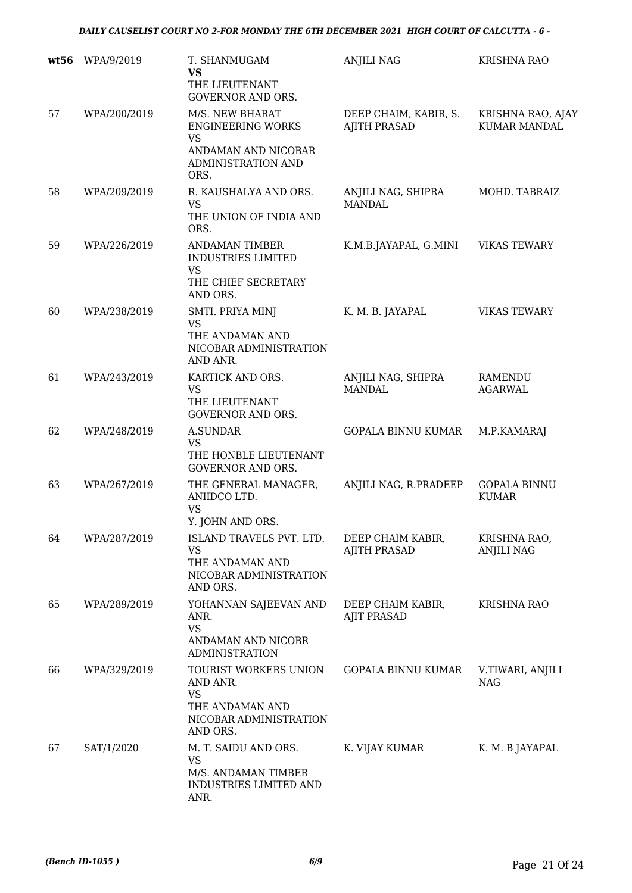| | | | | |
|---|---|---|---|---|
| **wt56** | WPA/9/2019 | T. SHANMUGAM<br>**VS**<br>THE LIEUTENANT GOVERNOR AND ORS. | ANJILI NAG | KRISHNA RAO |
| 57 | WPA/200/2019 | M/S. NEW BHARAT ENGINEERING WORKS<br>VS<br>ANDAMAN AND NICOBAR ADMINISTRATION AND ORS. | DEEP CHAIM, KABIR, S. AJITH PRASAD | KRISHNA RAO, AJAY KUMAR MANDAL |
| 58 | WPA/209/2019 | R. KAUSHALYA AND ORS.<br>VS<br>THE UNION OF INDIA AND ORS. | ANJILI NAG, SHIPRA MANDAL | MOHD. TABRAIZ |
| 59 | WPA/226/2019 | ANDAMAN TIMBER INDUSTRIES LIMITED<br>VS<br>THE CHIEF SECRETARY AND ORS. | K.M.B.JAYAPAL, G.MINI | VIKAS TEWARY |
| 60 | WPA/238/2019 | SMTI. PRIYA MINJ<br>VS<br>THE ANDAMAN AND NICOBAR ADMINISTRATION AND ANR. | K. M. B. JAYAPAL | VIKAS TEWARY |
| 61 | WPA/243/2019 | KARTICK AND ORS.<br>VS<br>THE LIEUTENANT GOVERNOR AND ORS. | ANJILI NAG, SHIPRA MANDAL | RAMENDU AGARWAL |
| 62 | WPA/248/2019 | A.SUNDAR<br>VS<br>THE HONBLE LIEUTENANT GOVERNOR AND ORS. | GOPALA BINNU KUMAR | M.P.KAMARAJ |
| 63 | WPA/267/2019 | THE GENERAL MANAGER, ANIIDCO LTD.<br>VS<br>Y. JOHN AND ORS. | ANJILI NAG, R.PRADEEP | GOPALA BINNU KUMAR |
| 64 | WPA/287/2019 | ISLAND TRAVELS PVT. LTD.<br>VS<br>THE ANDAMAN AND NICOBAR ADMINISTRATION AND ORS. | DEEP CHAIM KABIR, AJITH PRASAD | KRISHNA RAO, ANJILI NAG |
| 65 | WPA/289/2019 | YOHANNAN SAJEEVAN AND ANR.<br>VS<br>ANDAMAN AND NICOBR ADMINISTRATION | DEEP CHAIM KABIR, AJIT PRASAD | KRISHNA RAO |
| 66 | WPA/329/2019 | TOURIST WORKERS UNION AND ANR.<br>VS<br>THE ANDAMAN AND NICOBAR ADMINISTRATION AND ORS. | GOPALA BINNU KUMAR | V.TIWARI, ANJILI NAG |
| 67 | SAT/1/2020 | M. T. SAIDU AND ORS.<br>VS<br>M/S. ANDAMAN TIMBER INDUSTRIES LIMITED AND ANR. | K. VIJAY KUMAR | K. M. B JAYAPAL |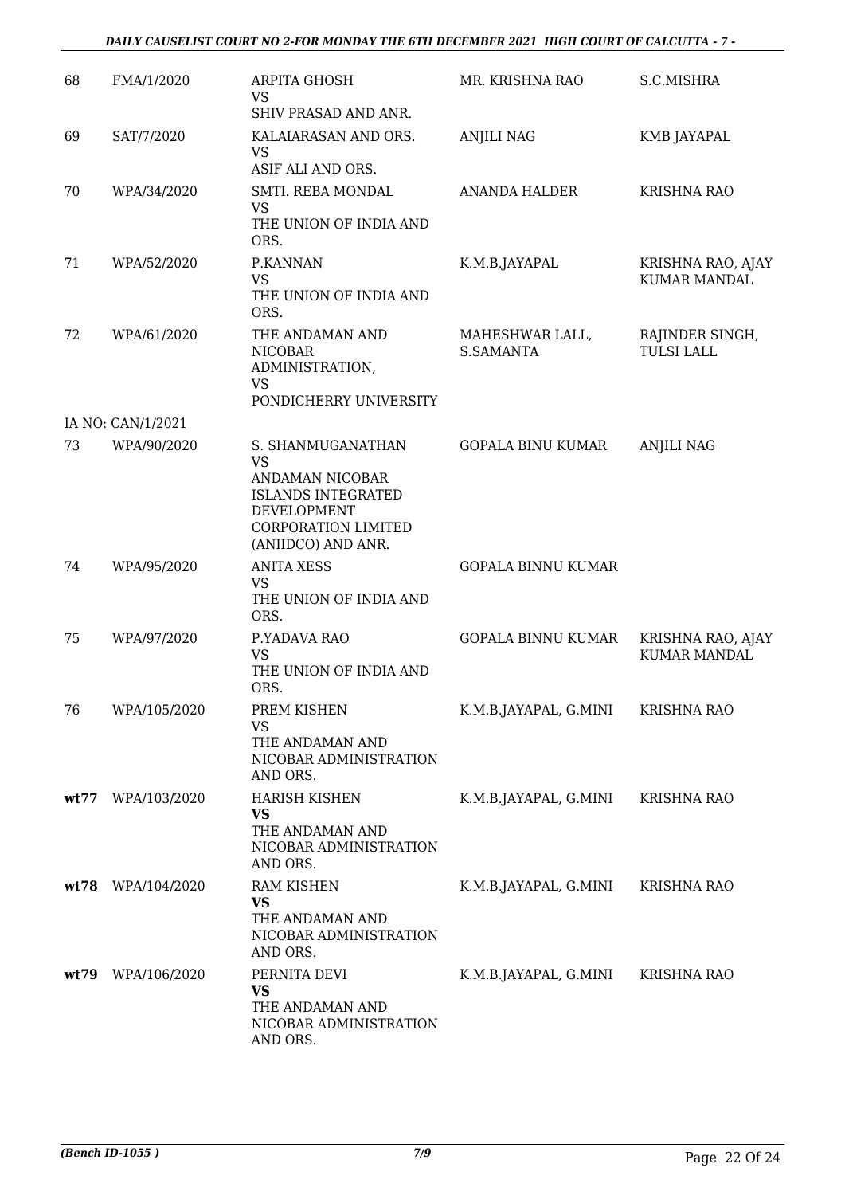| 68 | FMA/1/2020 | ARPITA GHOSH<br>VS<br>SHIV PRASAD AND ANR. | MR. KRISHNA RAO | S.C.MISHRA |
|---|---|---|---|---|
| 69 | SAT/7/2020 | KALAIARASAN AND ORS.<br>VS<br>ASIF ALI AND ORS. | ANJILI NAG | KMB JAYAPAL |
| 70 | WPA/34/2020 | SMTI. REBA MONDAL<br>VS<br>THE UNION OF INDIA AND ORS. | ANANDA HALDER | KRISHNA RAO |
| 71 | WPA/52/2020 | P.KANNAN<br>VS<br>THE UNION OF INDIA AND ORS. | K.M.B.JAYAPAL | KRISHNA RAO, AJAY KUMAR MANDAL |
| 72 | WPA/61/2020 | THE ANDAMAN AND NICOBAR ADMINISTRATION,<br>VS<br>PONDICHERRY UNIVERSITY | MAHESHWAR LALL, S.SAMANTA | RAJINDER SINGH, TULSI LALL |
| | IA NO: CAN/1/2021 | | | |
| 73 | WPA/90/2020 | S. SHANMUGANATHAN<br>VS<br>ANDAMAN NICOBAR ISLANDS INTEGRATED DEVELOPMENT CORPORATION LIMITED (ANIIDCO) AND ANR. | GOPALA BINU KUMAR | ANJILI NAG |
| 74 | WPA/95/2020 | ANITA XESS<br>VS<br>THE UNION OF INDIA AND ORS. | GOPALA BINNU KUMAR | |
| 75 | WPA/97/2020 | P.YADAVA RAO<br>VS<br>THE UNION OF INDIA AND ORS. | GOPALA BINNU KUMAR | KRISHNA RAO, AJAY KUMAR MANDAL |
| 76 | WPA/105/2020 | PREM KISHEN<br>VS<br>THE ANDAMAN AND NICOBAR ADMINISTRATION AND ORS. | K.M.B.JAYAPAL, G.MINI | KRISHNA RAO |
| **wt77** | WPA/103/2020 | HARISH KISHEN<br>**VS**<br>THE ANDAMAN AND NICOBAR ADMINISTRATION AND ORS. | K.M.B.JAYAPAL, G.MINI | KRISHNA RAO |
| **wt78** | WPA/104/2020 | RAM KISHEN<br>**VS**<br>THE ANDAMAN AND NICOBAR ADMINISTRATION AND ORS. | K.M.B.JAYAPAL, G.MINI | KRISHNA RAO |
| **wt79** | WPA/106/2020 | PERNITA DEVI<br>**VS**<br>THE ANDAMAN AND NICOBAR ADMINISTRATION AND ORS. | K.M.B.JAYAPAL, G.MINI | KRISHNA RAO |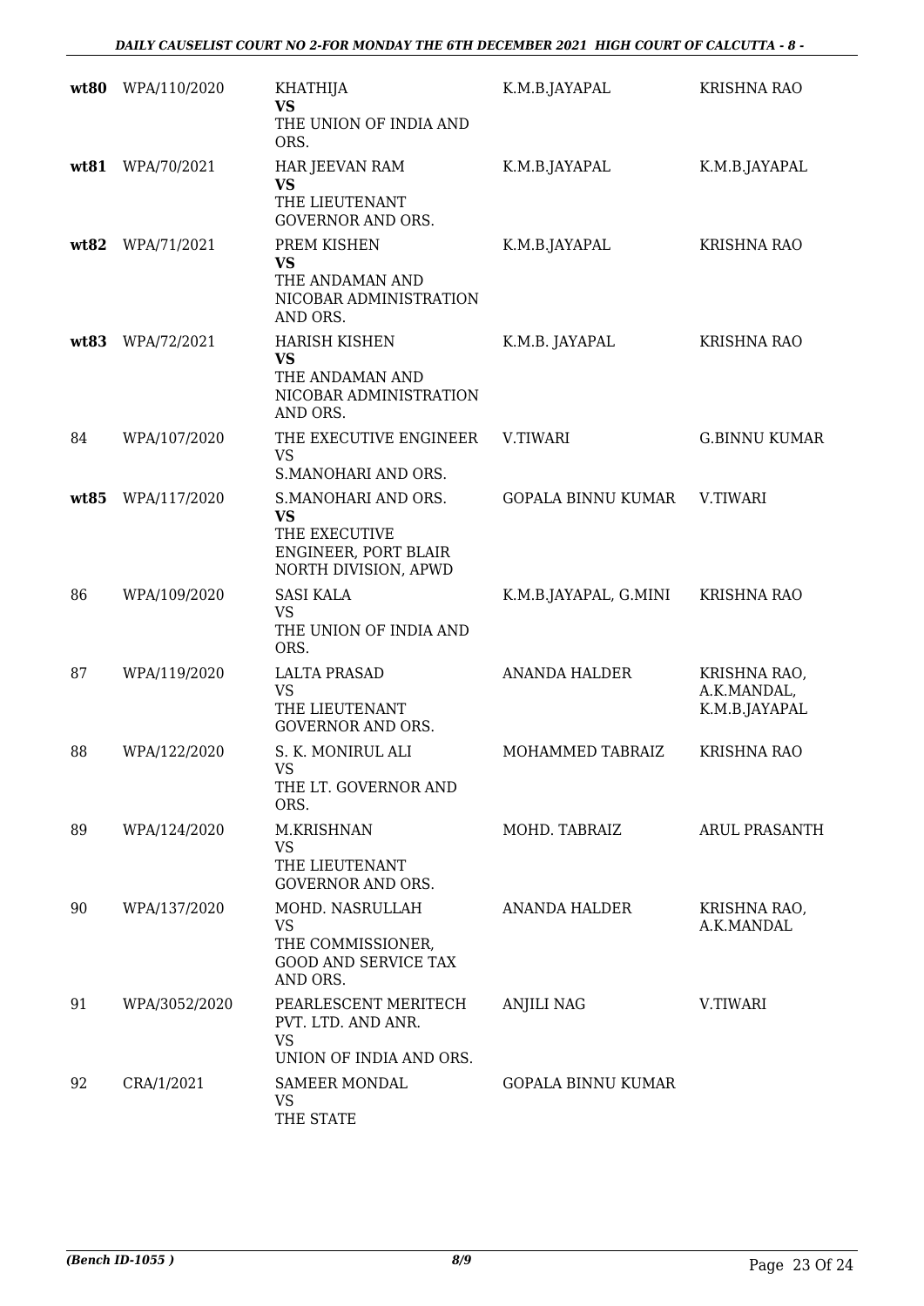| | | | | |
|---|---|---|---|---|
| **wt80** | WPA/110/2020 | KHATHIJA<br>**VS**<br>THE UNION OF INDIA AND ORS. | K.M.B.JAYAPAL | KRISHNA RAO |
| **wt81** | WPA/70/2021 | HAR JEEVAN RAM<br>**VS**<br>THE LIEUTENANT GOVERNOR AND ORS. | K.M.B.JAYAPAL | K.M.B.JAYAPAL |
| **wt82** | WPA/71/2021 | PREM KISHEN<br>**VS**<br>THE ANDAMAN AND NICOBAR ADMINISTRATION AND ORS. | K.M.B.JAYAPAL | KRISHNA RAO |
| **wt83** | WPA/72/2021 | HARISH KISHEN<br>**VS**<br>THE ANDAMAN AND NICOBAR ADMINISTRATION AND ORS. | K.M.B. JAYAPAL | KRISHNA RAO |
| 84 | WPA/107/2020 | THE EXECUTIVE ENGINEER<br>VS<br>S.MANOHARI AND ORS. | V.TIWARI | G.BINNU KUMAR |
| **wt85** | WPA/117/2020 | S.MANOHARI AND ORS.<br>**VS**<br>THE EXECUTIVE ENGINEER, PORT BLAIR NORTH DIVISION, APWD | GOPALA BINNU KUMAR | V.TIWARI |
| 86 | WPA/109/2020 | SASI KALA<br>VS<br>THE UNION OF INDIA AND ORS. | K.M.B.JAYAPAL, G.MINI | KRISHNA RAO |
| 87 | WPA/119/2020 | LALTA PRASAD<br>VS<br>THE LIEUTENANT GOVERNOR AND ORS. | ANANDA HALDER | KRISHNA RAO, A.K.MANDAL, K.M.B.JAYAPAL |
| 88 | WPA/122/2020 | S. K. MONIRUL ALI<br>VS<br>THE LT. GOVERNOR AND ORS. | MOHAMMED TABRAIZ | KRISHNA RAO |
| 89 | WPA/124/2020 | M.KRISHNAN<br>VS<br>THE LIEUTENANT GOVERNOR AND ORS. | MOHD. TABRAIZ | ARUL PRASANTH |
| 90 | WPA/137/2020 | MOHD. NASRULLAH<br>VS<br>THE COMMISSIONER, GOOD AND SERVICE TAX AND ORS. | ANANDA HALDER | KRISHNA RAO, A.K.MANDAL |
| 91 | WPA/3052/2020 | PEARLESCENT MERITECH PVT. LTD. AND ANR.<br>VS<br>UNION OF INDIA AND ORS. | ANJILI NAG | V.TIWARI |
| 92 | CRA/1/2021 | SAMEER MONDAL<br>VS<br>THE STATE | GOPALA BINNU KUMAR | |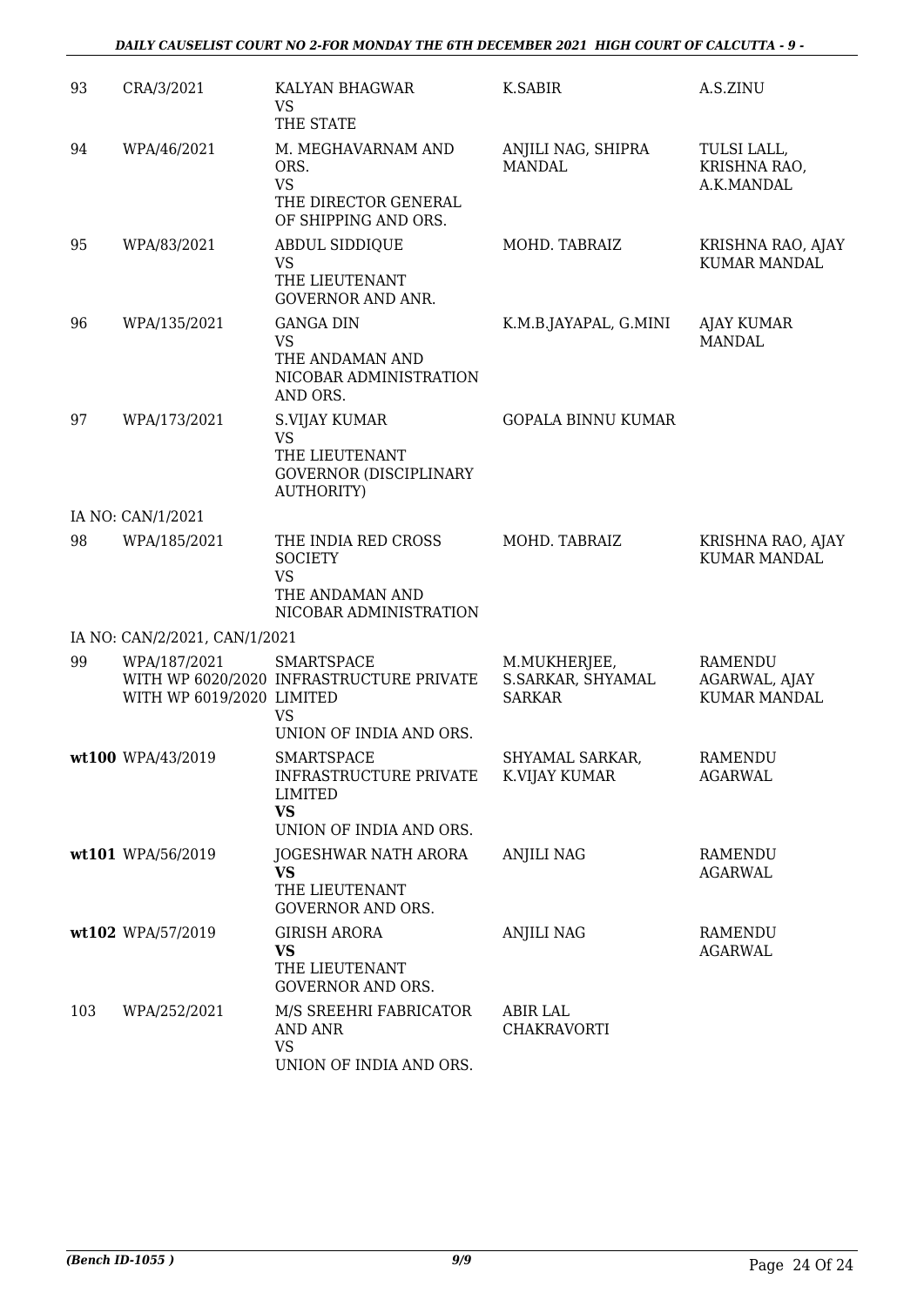| | | | | |
|---|---|---|---|---|
| 93 | CRA/3/2021 | KALYAN BHAGWAR VS THE STATE | K.SABIR | A.S.ZINU |
| 94 | WPA/46/2021 | M. MEGHAVARNAM AND ORS. VS THE DIRECTOR GENERAL OF SHIPPING AND ORS. | ANJILI NAG, SHIPRA MANDAL | TULSI LALL, KRISHNA RAO, A.K.MANDAL |
| 95 | WPA/83/2021 | ABDUL SIDDIQUE VS THE LIEUTENANT GOVERNOR AND ANR. | MOHD. TABRAIZ | KRISHNA RAO, AJAY KUMAR MANDAL |
| 96 | WPA/135/2021 | GANGA DIN VS THE ANDAMAN AND NICOBAR ADMINISTRATION AND ORS. | K.M.B.JAYAPAL, G.MINI | AJAY KUMAR MANDAL |
| 97 | WPA/173/2021 | S.VIJAY KUMAR VS THE LIEUTENANT GOVERNOR (DISCIPLINARY AUTHORITY) | GOPALA BINNU KUMAR | |
| | IA NO: CAN/1/2021 | | | |
| 98 | WPA/185/2021 | THE INDIA RED CROSS SOCIETY VS THE ANDAMAN AND NICOBAR ADMINISTRATION | MOHD. TABRAIZ | KRISHNA RAO, AJAY KUMAR MANDAL |
| | IA NO: CAN/2/2021, CAN/1/2021 | | | |
| 99 | WPA/187/2021 WITH WP 6020/2020 WITH WP 6019/2020 | SMARTSPACE INFRASTRUCTURE PRIVATE LIMITED VS UNION OF INDIA AND ORS. | M.MUKHERJEE, S.SARKAR, SHYAMAL SARKAR | RAMENDU AGARWAL, AJAY KUMAR MANDAL |
| **wt100** | WPA/43/2019 | SMARTSPACE INFRASTRUCTURE PRIVATE LIMITED **VS** UNION OF INDIA AND ORS. | SHYAMAL SARKAR, K.VIJAY KUMAR | RAMENDU AGARWAL |
| **wt101** | WPA/56/2019 | JOGESHWAR NATH ARORA **VS** THE LIEUTENANT GOVERNOR AND ORS. | ANJILI NAG | RAMENDU AGARWAL |
| **wt102** | WPA/57/2019 | GIRISH ARORA **VS** THE LIEUTENANT GOVERNOR AND ORS. | ANJILI NAG | RAMENDU AGARWAL |
| 103 | WPA/252/2021 | M/S SREEHRI FABRICATOR AND ANR VS UNION OF INDIA AND ORS. | ABIR LAL CHAKRAVORTI | |

*(Bench ID-1055 )*